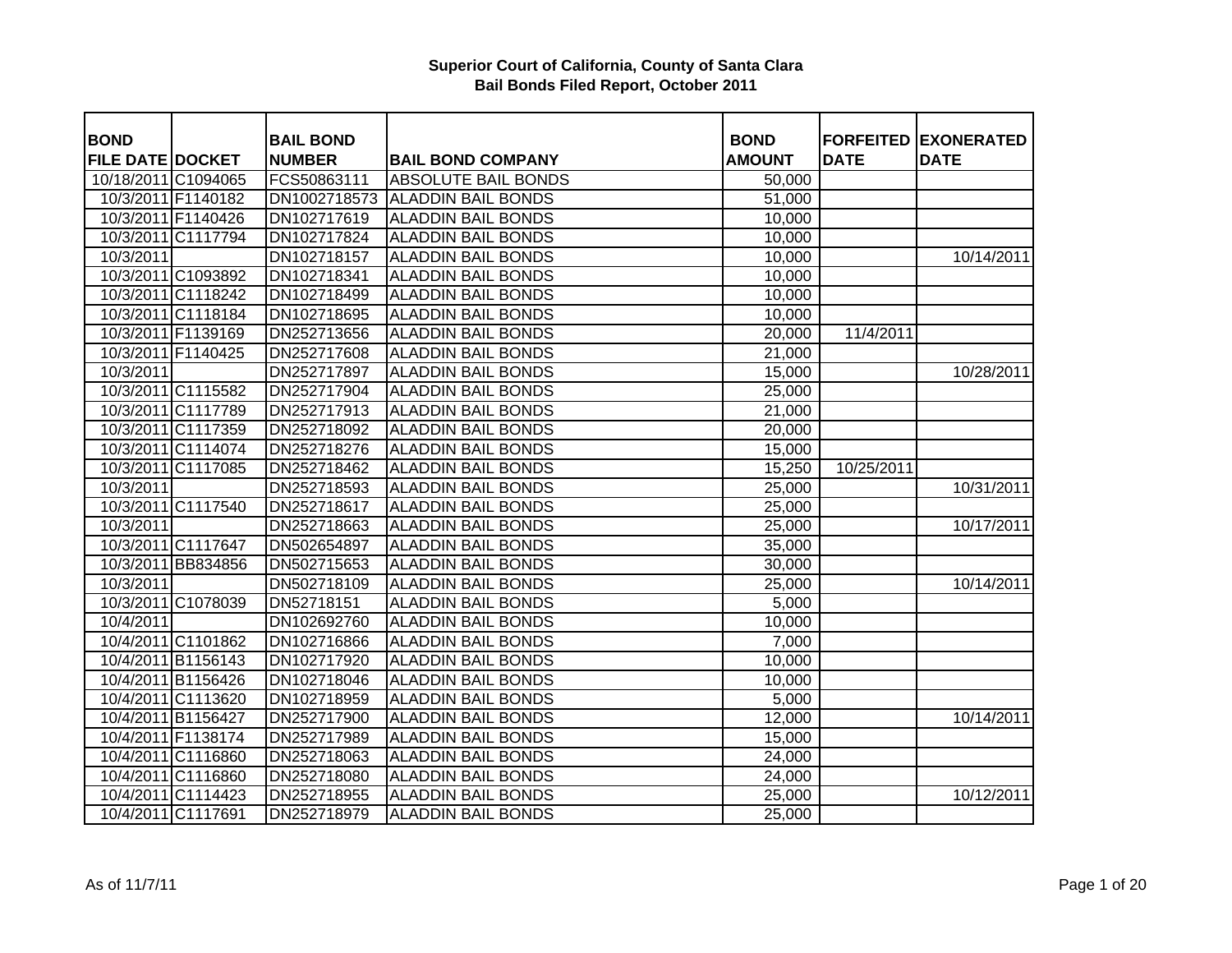# Superior Court of California, County of Santa Clara
## Bail Bonds Filed Report, October 2011

| BOND FILE DATE | DOCKET | BAIL BOND NUMBER | BAIL BOND COMPANY | BOND AMOUNT | FORFEITED DATE | EXONERATED DATE |
|---|---|---|---|---|---|---|
| 10/18/2011 | C1094065 | FCS50863111 | ABSOLUTE BAIL BONDS | 50,000 | | |
| 10/3/2011 | F1140182 | DN1002718573 | ALADDIN BAIL BONDS | 51,000 | | |
| 10/3/2011 | F1140426 | DN102717619 | ALADDIN BAIL BONDS | 10,000 | | |
| 10/3/2011 | C1117794 | DN102717824 | ALADDIN BAIL BONDS | 10,000 | | |
| 10/3/2011 | | DN102718157 | ALADDIN BAIL BONDS | 10,000 | | 10/14/2011 |
| 10/3/2011 | C1093892 | DN102718341 | ALADDIN BAIL BONDS | 10,000 | | |
| 10/3/2011 | C1118242 | DN102718499 | ALADDIN BAIL BONDS | 10,000 | | |
| 10/3/2011 | C1118184 | DN102718695 | ALADDIN BAIL BONDS | 10,000 | | |
| 10/3/2011 | F1139169 | DN252713656 | ALADDIN BAIL BONDS | 20,000 | 11/4/2011 | |
| 10/3/2011 | F1140425 | DN252717608 | ALADDIN BAIL BONDS | 21,000 | | |
| 10/3/2011 | | DN252717897 | ALADDIN BAIL BONDS | 15,000 | | 10/28/2011 |
| 10/3/2011 | C1115582 | DN252717904 | ALADDIN BAIL BONDS | 25,000 | | |
| 10/3/2011 | C1117789 | DN252717913 | ALADDIN BAIL BONDS | 21,000 | | |
| 10/3/2011 | C1117359 | DN252718092 | ALADDIN BAIL BONDS | 20,000 | | |
| 10/3/2011 | C1114074 | DN252718276 | ALADDIN BAIL BONDS | 15,000 | | |
| 10/3/2011 | C1117085 | DN252718462 | ALADDIN BAIL BONDS | 15,250 | 10/25/2011 | |
| 10/3/2011 | | DN252718593 | ALADDIN BAIL BONDS | 25,000 | | 10/31/2011 |
| 10/3/2011 | C1117540 | DN252718617 | ALADDIN BAIL BONDS | 25,000 | | |
| 10/3/2011 | | DN252718663 | ALADDIN BAIL BONDS | 25,000 | | 10/17/2011 |
| 10/3/2011 | C1117647 | DN502654897 | ALADDIN BAIL BONDS | 35,000 | | |
| 10/3/2011 | BB834856 | DN502715653 | ALADDIN BAIL BONDS | 30,000 | | |
| 10/3/2011 | | DN502718109 | ALADDIN BAIL BONDS | 25,000 | | 10/14/2011 |
| 10/3/2011 | C1078039 | DN52718151 | ALADDIN BAIL BONDS | 5,000 | | |
| 10/4/2011 | | DN102692760 | ALADDIN BAIL BONDS | 10,000 | | |
| 10/4/2011 | C1101862 | DN102716866 | ALADDIN BAIL BONDS | 7,000 | | |
| 10/4/2011 | B1156143 | DN102717920 | ALADDIN BAIL BONDS | 10,000 | | |
| 10/4/2011 | B1156426 | DN102718046 | ALADDIN BAIL BONDS | 10,000 | | |
| 10/4/2011 | C1113620 | DN102718959 | ALADDIN BAIL BONDS | 5,000 | | |
| 10/4/2011 | B1156427 | DN252717900 | ALADDIN BAIL BONDS | 12,000 | | 10/14/2011 |
| 10/4/2011 | F1138174 | DN252717989 | ALADDIN BAIL BONDS | 15,000 | | |
| 10/4/2011 | C1116860 | DN252718063 | ALADDIN BAIL BONDS | 24,000 | | |
| 10/4/2011 | C1116860 | DN252718080 | ALADDIN BAIL BONDS | 24,000 | | |
| 10/4/2011 | C1114423 | DN252718955 | ALADDIN BAIL BONDS | 25,000 | | 10/12/2011 |
| 10/4/2011 | C1117691 | DN252718979 | ALADDIN BAIL BONDS | 25,000 | | |

As of 11/7/11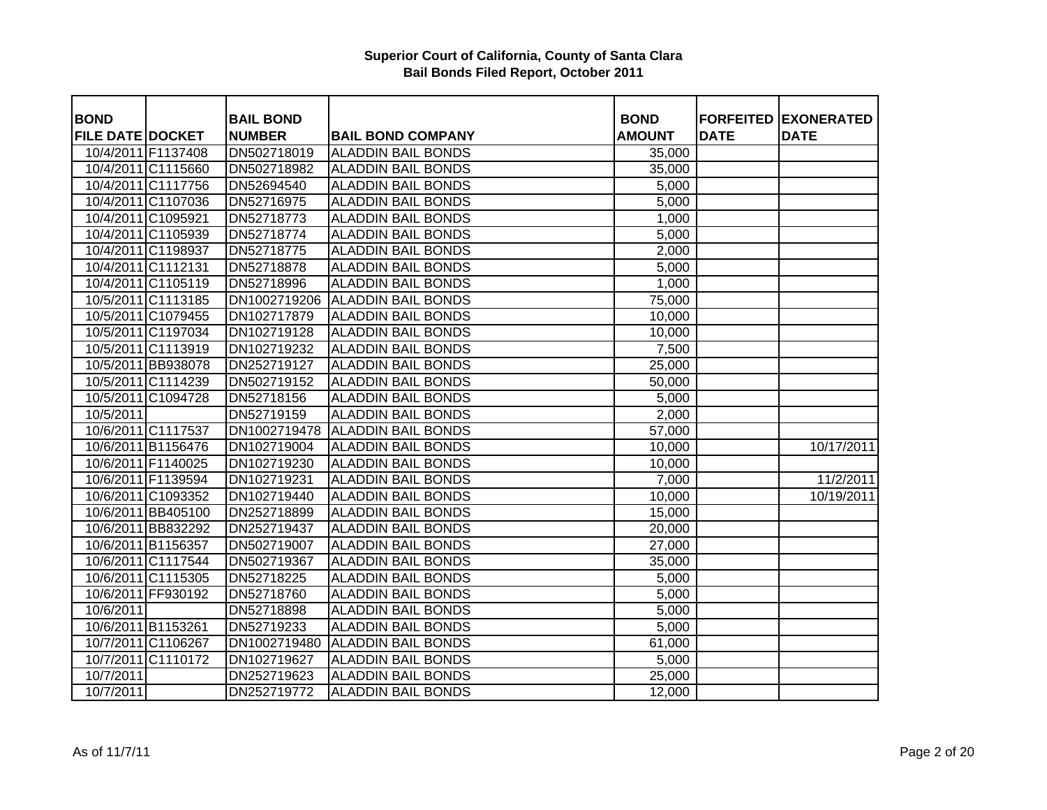# Superior Court of California, County of Santa Clara
## Bail Bonds Filed Report, October 2011

| BOND FILE DATE | DOCKET | BAIL BOND NUMBER | BAIL BOND COMPANY | BOND AMOUNT | FORFEITED DATE | EXONERATED DATE |
|---|---|---|---|---|---|---|
| 10/4/2011 | F1137408 | DN502718019 | ALADDIN BAIL BONDS | 35,000 | | |
| 10/4/2011 | C1115660 | DN502718982 | ALADDIN BAIL BONDS | 35,000 | | |
| 10/4/2011 | C1117756 | DN52694540 | ALADDIN BAIL BONDS | 5,000 | | |
| 10/4/2011 | C1107036 | DN52716975 | ALADDIN BAIL BONDS | 5,000 | | |
| 10/4/2011 | C1095921 | DN52718773 | ALADDIN BAIL BONDS | 1,000 | | |
| 10/4/2011 | C1105939 | DN52718774 | ALADDIN BAIL BONDS | 5,000 | | |
| 10/4/2011 | C1198937 | DN52718775 | ALADDIN BAIL BONDS | 2,000 | | |
| 10/4/2011 | C1112131 | DN52718878 | ALADDIN BAIL BONDS | 5,000 | | |
| 10/4/2011 | C1105119 | DN52718996 | ALADDIN BAIL BONDS | 1,000 | | |
| 10/5/2011 | C1113185 | DN1002719206 | ALADDIN BAIL BONDS | 75,000 | | |
| 10/5/2011 | C1079455 | DN102717879 | ALADDIN BAIL BONDS | 10,000 | | |
| 10/5/2011 | C1197034 | DN102719128 | ALADDIN BAIL BONDS | 10,000 | | |
| 10/5/2011 | C1113919 | DN102719232 | ALADDIN BAIL BONDS | 7,500 | | |
| 10/5/2011 | BB938078 | DN252719127 | ALADDIN BAIL BONDS | 25,000 | | |
| 10/5/2011 | C1114239 | DN502719152 | ALADDIN BAIL BONDS | 50,000 | | |
| 10/5/2011 | C1094728 | DN52718156 | ALADDIN BAIL BONDS | 5,000 | | |
| 10/5/2011 | | DN52719159 | ALADDIN BAIL BONDS | 2,000 | | |
| 10/6/2011 | C1117537 | DN1002719478 | ALADDIN BAIL BONDS | 57,000 | | |
| 10/6/2011 | B1156476 | DN102719004 | ALADDIN BAIL BONDS | 10,000 | | 10/17/2011 |
| 10/6/2011 | F1140025 | DN102719230 | ALADDIN BAIL BONDS | 10,000 | | |
| 10/6/2011 | F1139594 | DN102719231 | ALADDIN BAIL BONDS | 7,000 | | 11/2/2011 |
| 10/6/2011 | C1093352 | DN102719440 | ALADDIN BAIL BONDS | 10,000 | | 10/19/2011 |
| 10/6/2011 | BB405100 | DN252718899 | ALADDIN BAIL BONDS | 15,000 | | |
| 10/6/2011 | BB832292 | DN252719437 | ALADDIN BAIL BONDS | 20,000 | | |
| 10/6/2011 | B1156357 | DN502719007 | ALADDIN BAIL BONDS | 27,000 | | |
| 10/6/2011 | C1117544 | DN502719367 | ALADDIN BAIL BONDS | 35,000 | | |
| 10/6/2011 | C1115305 | DN52718225 | ALADDIN BAIL BONDS | 5,000 | | |
| 10/6/2011 | FF930192 | DN52718760 | ALADDIN BAIL BONDS | 5,000 | | |
| 10/6/2011 | | DN52718898 | ALADDIN BAIL BONDS | 5,000 | | |
| 10/6/2011 | B1153261 | DN52719233 | ALADDIN BAIL BONDS | 5,000 | | |
| 10/7/2011 | C1106267 | DN1002719480 | ALADDIN BAIL BONDS | 61,000 | | |
| 10/7/2011 | C1110172 | DN102719627 | ALADDIN BAIL BONDS | 5,000 | | |
| 10/7/2011 | | DN252719623 | ALADDIN BAIL BONDS | 25,000 | | |
| 10/7/2011 | | DN252719772 | ALADDIN BAIL BONDS | 12,000 | | |

As of 11/7/11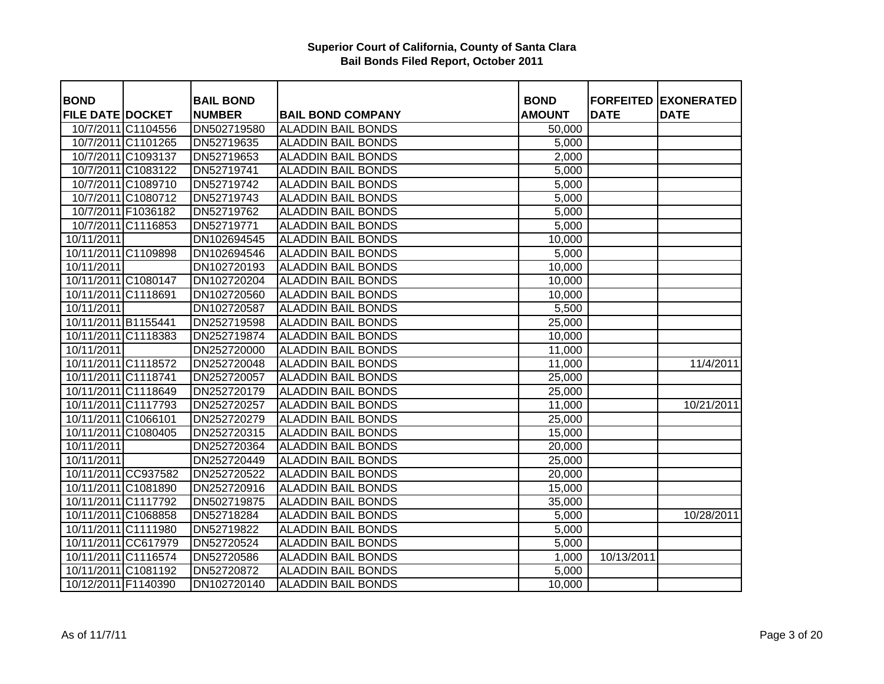# Superior Court of California, County of Santa Clara
## Bail Bonds Filed Report, October 2011

| BOND FILE DATE | DOCKET | BAIL BOND NUMBER | BAIL BOND COMPANY | BOND AMOUNT | FORFEITED DATE | EXONERATED DATE |
|---|---|---|---|---|---|---|
| 10/7/2011 | C1104556 | DN502719580 | ALADDIN BAIL BONDS | 50,000 | | |
| 10/7/2011 | C1101265 | DN52719635 | ALADDIN BAIL BONDS | 5,000 | | |
| 10/7/2011 | C1093137 | DN52719653 | ALADDIN BAIL BONDS | 2,000 | | |
| 10/7/2011 | C1083122 | DN52719741 | ALADDIN BAIL BONDS | 5,000 | | |
| 10/7/2011 | C1089710 | DN52719742 | ALADDIN BAIL BONDS | 5,000 | | |
| 10/7/2011 | C1080712 | DN52719743 | ALADDIN BAIL BONDS | 5,000 | | |
| 10/7/2011 | F1036182 | DN52719762 | ALADDIN BAIL BONDS | 5,000 | | |
| 10/7/2011 | C1116853 | DN52719771 | ALADDIN BAIL BONDS | 5,000 | | |
| 10/11/2011 | | DN102694545 | ALADDIN BAIL BONDS | 10,000 | | |
| 10/11/2011 | C1109898 | DN102694546 | ALADDIN BAIL BONDS | 5,000 | | |
| 10/11/2011 | | DN102720193 | ALADDIN BAIL BONDS | 10,000 | | |
| 10/11/2011 | C1080147 | DN102720204 | ALADDIN BAIL BONDS | 10,000 | | |
| 10/11/2011 | C1118691 | DN102720560 | ALADDIN BAIL BONDS | 10,000 | | |
| 10/11/2011 | | DN102720587 | ALADDIN BAIL BONDS | 5,500 | | |
| 10/11/2011 | B1155441 | DN252719598 | ALADDIN BAIL BONDS | 25,000 | | |
| 10/11/2011 | C1118383 | DN252719874 | ALADDIN BAIL BONDS | 10,000 | | |
| 10/11/2011 | | DN252720000 | ALADDIN BAIL BONDS | 11,000 | | |
| 10/11/2011 | C1118572 | DN252720048 | ALADDIN BAIL BONDS | 11,000 | | 11/4/2011 |
| 10/11/2011 | C1118741 | DN252720057 | ALADDIN BAIL BONDS | 25,000 | | |
| 10/11/2011 | C1118649 | DN252720179 | ALADDIN BAIL BONDS | 25,000 | | |
| 10/11/2011 | C1117793 | DN252720257 | ALADDIN BAIL BONDS | 11,000 | | 10/21/2011 |
| 10/11/2011 | C1066101 | DN252720279 | ALADDIN BAIL BONDS | 25,000 | | |
| 10/11/2011 | C1080405 | DN252720315 | ALADDIN BAIL BONDS | 15,000 | | |
| 10/11/2011 | | DN252720364 | ALADDIN BAIL BONDS | 20,000 | | |
| 10/11/2011 | | DN252720449 | ALADDIN BAIL BONDS | 25,000 | | |
| 10/11/2011 | CC937582 | DN252720522 | ALADDIN BAIL BONDS | 20,000 | | |
| 10/11/2011 | C1081890 | DN252720916 | ALADDIN BAIL BONDS | 15,000 | | |
| 10/11/2011 | C1117792 | DN502719875 | ALADDIN BAIL BONDS | 35,000 | | |
| 10/11/2011 | C1068858 | DN52718284 | ALADDIN BAIL BONDS | 5,000 | | 10/28/2011 |
| 10/11/2011 | C1111980 | DN52719822 | ALADDIN BAIL BONDS | 5,000 | | |
| 10/11/2011 | CC617979 | DN52720524 | ALADDIN BAIL BONDS | 5,000 | | |
| 10/11/2011 | C1116574 | DN52720586 | ALADDIN BAIL BONDS | 1,000 | 10/13/2011 | |
| 10/11/2011 | C1081192 | DN52720872 | ALADDIN BAIL BONDS | 5,000 | | |
| 10/12/2011 | F1140390 | DN102720140 | ALADDIN BAIL BONDS | 10,000 | | |

As of 11/7/11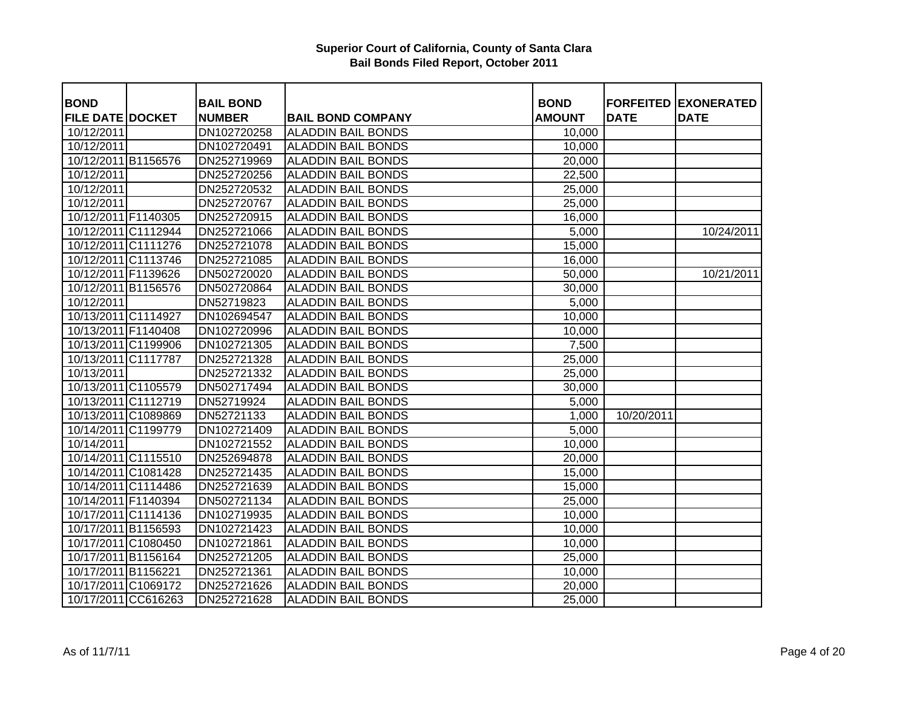**Superior Court of California, County of Santa Clara**
**Bail Bonds Filed Report, October 2011**

| BOND FILE DATE | DOCKET | BAIL BOND NUMBER | BAIL BOND COMPANY | BOND AMOUNT | FORFEITED DATE | EXONERATED DATE |
|---|---|---|---|---|---|---|
| 10/12/2011 | | DN102720258 | ALADDIN BAIL BONDS | 10,000 | | |
| 10/12/2011 | | DN102720491 | ALADDIN BAIL BONDS | 10,000 | | |
| 10/12/2011 | B1156576 | DN252719969 | ALADDIN BAIL BONDS | 20,000 | | |
| 10/12/2011 | | DN252720256 | ALADDIN BAIL BONDS | 22,500 | | |
| 10/12/2011 | | DN252720532 | ALADDIN BAIL BONDS | 25,000 | | |
| 10/12/2011 | | DN252720767 | ALADDIN BAIL BONDS | 25,000 | | |
| 10/12/2011 | F1140305 | DN252720915 | ALADDIN BAIL BONDS | 16,000 | | |
| 10/12/2011 | C1112944 | DN252721066 | ALADDIN BAIL BONDS | 5,000 | | 10/24/2011 |
| 10/12/2011 | C1111276 | DN252721078 | ALADDIN BAIL BONDS | 15,000 | | |
| 10/12/2011 | C1113746 | DN252721085 | ALADDIN BAIL BONDS | 16,000 | | |
| 10/12/2011 | F1139626 | DN502720020 | ALADDIN BAIL BONDS | 50,000 | | 10/21/2011 |
| 10/12/2011 | B1156576 | DN502720864 | ALADDIN BAIL BONDS | 30,000 | | |
| 10/12/2011 | | DN52719823 | ALADDIN BAIL BONDS | 5,000 | | |
| 10/13/2011 | C1114927 | DN102694547 | ALADDIN BAIL BONDS | 10,000 | | |
| 10/13/2011 | F1140408 | DN102720996 | ALADDIN BAIL BONDS | 10,000 | | |
| 10/13/2011 | C1199906 | DN102721305 | ALADDIN BAIL BONDS | 7,500 | | |
| 10/13/2011 | C1117787 | DN252721328 | ALADDIN BAIL BONDS | 25,000 | | |
| 10/13/2011 | | DN252721332 | ALADDIN BAIL BONDS | 25,000 | | |
| 10/13/2011 | C1105579 | DN502717494 | ALADDIN BAIL BONDS | 30,000 | | |
| 10/13/2011 | C1112719 | DN52719924 | ALADDIN BAIL BONDS | 5,000 | | |
| 10/13/2011 | C1089869 | DN52721133 | ALADDIN BAIL BONDS | 1,000 | 10/20/2011 | |
| 10/14/2011 | C1199779 | DN102721409 | ALADDIN BAIL BONDS | 5,000 | | |
| 10/14/2011 | | DN102721552 | ALADDIN BAIL BONDS | 10,000 | | |
| 10/14/2011 | C1115510 | DN252694878 | ALADDIN BAIL BONDS | 20,000 | | |
| 10/14/2011 | C1081428 | DN252721435 | ALADDIN BAIL BONDS | 15,000 | | |
| 10/14/2011 | C1114486 | DN252721639 | ALADDIN BAIL BONDS | 15,000 | | |
| 10/14/2011 | F1140394 | DN502721134 | ALADDIN BAIL BONDS | 25,000 | | |
| 10/17/2011 | C1114136 | DN102719935 | ALADDIN BAIL BONDS | 10,000 | | |
| 10/17/2011 | B1156593 | DN102721423 | ALADDIN BAIL BONDS | 10,000 | | |
| 10/17/2011 | C1080450 | DN102721861 | ALADDIN BAIL BONDS | 10,000 | | |
| 10/17/2011 | B1156164 | DN252721205 | ALADDIN BAIL BONDS | 25,000 | | |
| 10/17/2011 | B1156221 | DN252721361 | ALADDIN BAIL BONDS | 10,000 | | |
| 10/17/2011 | C1069172 | DN252721626 | ALADDIN BAIL BONDS | 20,000 | | |
| 10/17/2011 | CC616263 | DN252721628 | ALADDIN BAIL BONDS | 25,000 | | |

As of 11/7/11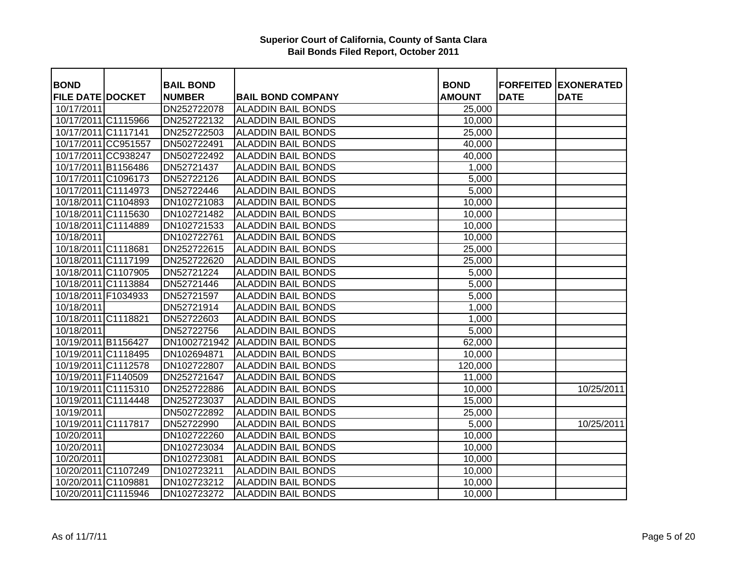# Superior Court of California, County of Santa Clara
## Bail Bonds Filed Report, October 2011

| BOND FILE DATE | DOCKET | BAIL BOND NUMBER | BAIL BOND COMPANY | BOND AMOUNT | FORFEITED DATE | EXONERATED DATE |
|---|---|---|---|---|---|---|
| 10/17/2011 | | DN252722078 | ALADDIN BAIL BONDS | 25,000 | | |
| 10/17/2011 | C1115966 | DN252722132 | ALADDIN BAIL BONDS | 10,000 | | |
| 10/17/2011 | C1117141 | DN252722503 | ALADDIN BAIL BONDS | 25,000 | | |
| 10/17/2011 | CC951557 | DN502722491 | ALADDIN BAIL BONDS | 40,000 | | |
| 10/17/2011 | CC938247 | DN502722492 | ALADDIN BAIL BONDS | 40,000 | | |
| 10/17/2011 | B1156486 | DN52721437 | ALADDIN BAIL BONDS | 1,000 | | |
| 10/17/2011 | C1096173 | DN52722126 | ALADDIN BAIL BONDS | 5,000 | | |
| 10/17/2011 | C1114973 | DN52722446 | ALADDIN BAIL BONDS | 5,000 | | |
| 10/18/2011 | C1104893 | DN102721083 | ALADDIN BAIL BONDS | 10,000 | | |
| 10/18/2011 | C1115630 | DN102721482 | ALADDIN BAIL BONDS | 10,000 | | |
| 10/18/2011 | C1114889 | DN102721533 | ALADDIN BAIL BONDS | 10,000 | | |
| 10/18/2011 | | DN102722761 | ALADDIN BAIL BONDS | 10,000 | | |
| 10/18/2011 | C1118681 | DN252722615 | ALADDIN BAIL BONDS | 25,000 | | |
| 10/18/2011 | C1117199 | DN252722620 | ALADDIN BAIL BONDS | 25,000 | | |
| 10/18/2011 | C1107905 | DN52721224 | ALADDIN BAIL BONDS | 5,000 | | |
| 10/18/2011 | C1113884 | DN52721446 | ALADDIN BAIL BONDS | 5,000 | | |
| 10/18/2011 | F1034933 | DN52721597 | ALADDIN BAIL BONDS | 5,000 | | |
| 10/18/2011 | | DN52721914 | ALADDIN BAIL BONDS | 1,000 | | |
| 10/18/2011 | C1118821 | DN52722603 | ALADDIN BAIL BONDS | 1,000 | | |
| 10/18/2011 | | DN52722756 | ALADDIN BAIL BONDS | 5,000 | | |
| 10/19/2011 | B1156427 | DN1002721942 | ALADDIN BAIL BONDS | 62,000 | | |
| 10/19/2011 | C1118495 | DN102694871 | ALADDIN BAIL BONDS | 10,000 | | |
| 10/19/2011 | C1112578 | DN102722807 | ALADDIN BAIL BONDS | 120,000 | | |
| 10/19/2011 | F1140509 | DN252721647 | ALADDIN BAIL BONDS | 11,000 | | |
| 10/19/2011 | C1115310 | DN252722886 | ALADDIN BAIL BONDS | 10,000 | | 10/25/2011 |
| 10/19/2011 | C1114448 | DN252723037 | ALADDIN BAIL BONDS | 15,000 | | |
| 10/19/2011 | | DN502722892 | ALADDIN BAIL BONDS | 25,000 | | |
| 10/19/2011 | C1117817 | DN52722990 | ALADDIN BAIL BONDS | 5,000 | | 10/25/2011 |
| 10/20/2011 | | DN102722260 | ALADDIN BAIL BONDS | 10,000 | | |
| 10/20/2011 | | DN102723034 | ALADDIN BAIL BONDS | 10,000 | | |
| 10/20/2011 | | DN102723081 | ALADDIN BAIL BONDS | 10,000 | | |
| 10/20/2011 | C1107249 | DN102723211 | ALADDIN BAIL BONDS | 10,000 | | |
| 10/20/2011 | C1109881 | DN102723212 | ALADDIN BAIL BONDS | 10,000 | | |
| 10/20/2011 | C1115946 | DN102723272 | ALADDIN BAIL BONDS | 10,000 | | |

As of 11/7/11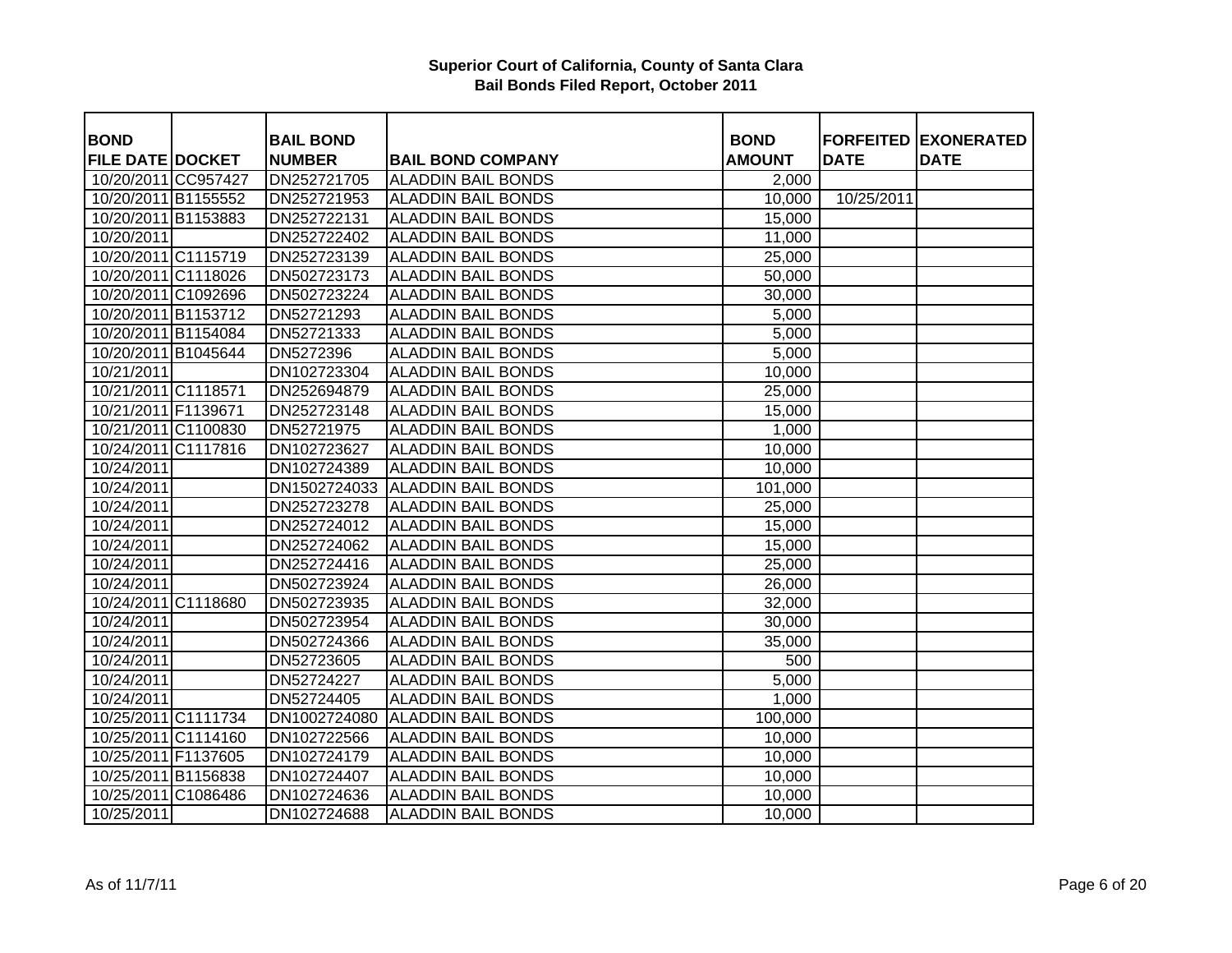**Superior Court of California, County of Santa Clara**
**Bail Bonds Filed Report, October 2011**

| BOND FILE DATE | DOCKET | BAIL BOND NUMBER | BAIL BOND COMPANY | BOND AMOUNT | FORFEITED DATE | EXONERATED DATE |
|---|---|---|---|---|---|---|
| 10/20/2011 | CC957427 | DN252721705 | ALADDIN BAIL BONDS | 2,000 | | |
| 10/20/2011 | B1155552 | DN252721953 | ALADDIN BAIL BONDS | 10,000 | 10/25/2011 | |
| 10/20/2011 | B1153883 | DN252722131 | ALADDIN BAIL BONDS | 15,000 | | |
| 10/20/2011 | | DN252722402 | ALADDIN BAIL BONDS | 11,000 | | |
| 10/20/2011 | C1115719 | DN252723139 | ALADDIN BAIL BONDS | 25,000 | | |
| 10/20/2011 | C1118026 | DN502723173 | ALADDIN BAIL BONDS | 50,000 | | |
| 10/20/2011 | C1092696 | DN502723224 | ALADDIN BAIL BONDS | 30,000 | | |
| 10/20/2011 | B1153712 | DN52721293 | ALADDIN BAIL BONDS | 5,000 | | |
| 10/20/2011 | B1154084 | DN52721333 | ALADDIN BAIL BONDS | 5,000 | | |
| 10/20/2011 | B1045644 | DN5272396 | ALADDIN BAIL BONDS | 5,000 | | |
| 10/21/2011 | | DN102723304 | ALADDIN BAIL BONDS | 10,000 | | |
| 10/21/2011 | C1118571 | DN252694879 | ALADDIN BAIL BONDS | 25,000 | | |
| 10/21/2011 | F1139671 | DN252723148 | ALADDIN BAIL BONDS | 15,000 | | |
| 10/21/2011 | C1100830 | DN52721975 | ALADDIN BAIL BONDS | 1,000 | | |
| 10/24/2011 | C1117816 | DN102723627 | ALADDIN BAIL BONDS | 10,000 | | |
| 10/24/2011 | | DN102724389 | ALADDIN BAIL BONDS | 10,000 | | |
| 10/24/2011 | | DN1502724033 | ALADDIN BAIL BONDS | 101,000 | | |
| 10/24/2011 | | DN252723278 | ALADDIN BAIL BONDS | 25,000 | | |
| 10/24/2011 | | DN252724012 | ALADDIN BAIL BONDS | 15,000 | | |
| 10/24/2011 | | DN252724062 | ALADDIN BAIL BONDS | 15,000 | | |
| 10/24/2011 | | DN252724416 | ALADDIN BAIL BONDS | 25,000 | | |
| 10/24/2011 | | DN502723924 | ALADDIN BAIL BONDS | 26,000 | | |
| 10/24/2011 | C1118680 | DN502723935 | ALADDIN BAIL BONDS | 32,000 | | |
| 10/24/2011 | | DN502723954 | ALADDIN BAIL BONDS | 30,000 | | |
| 10/24/2011 | | DN502724366 | ALADDIN BAIL BONDS | 35,000 | | |
| 10/24/2011 | | DN52723605 | ALADDIN BAIL BONDS | 500 | | |
| 10/24/2011 | | DN52724227 | ALADDIN BAIL BONDS | 5,000 | | |
| 10/24/2011 | | DN52724405 | ALADDIN BAIL BONDS | 1,000 | | |
| 10/25/2011 | C1111734 | DN1002724080 | ALADDIN BAIL BONDS | 100,000 | | |
| 10/25/2011 | C1114160 | DN102722566 | ALADDIN BAIL BONDS | 10,000 | | |
| 10/25/2011 | F1137605 | DN102724179 | ALADDIN BAIL BONDS | 10,000 | | |
| 10/25/2011 | B1156838 | DN102724407 | ALADDIN BAIL BONDS | 10,000 | | |
| 10/25/2011 | C1086486 | DN102724636 | ALADDIN BAIL BONDS | 10,000 | | |
| 10/25/2011 | | DN102724688 | ALADDIN BAIL BONDS | 10,000 | | |

As of 11/7/11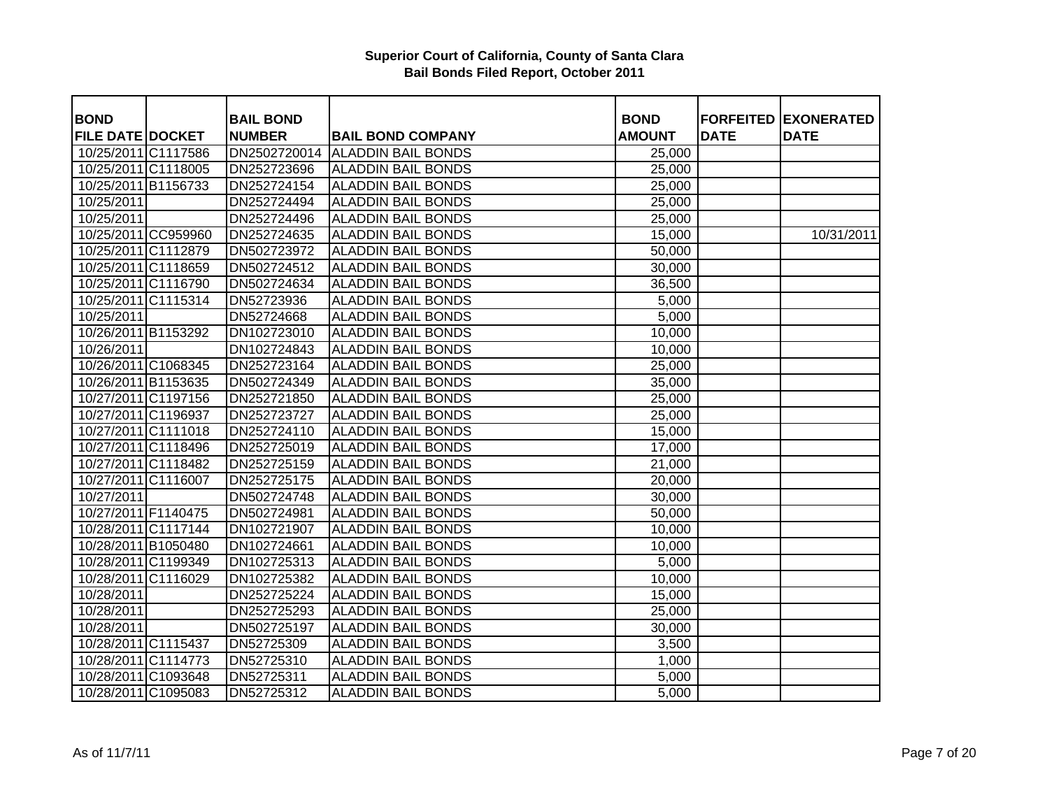# Superior Court of California, County of Santa Clara
## Bail Bonds Filed Report, October 2011

| BOND FILE DATE | DOCKET | BAIL BOND NUMBER | BAIL BOND COMPANY | BOND AMOUNT | FORFEITED DATE | EXONERATED DATE |
|---|---|---|---|---|---|---|
| 10/25/2011 | C1117586 | DN2502720014 | ALADDIN BAIL BONDS | 25,000 | | |
| 10/25/2011 | C1118005 | DN252723696 | ALADDIN BAIL BONDS | 25,000 | | |
| 10/25/2011 | B1156733 | DN252724154 | ALADDIN BAIL BONDS | 25,000 | | |
| 10/25/2011 | | DN252724494 | ALADDIN BAIL BONDS | 25,000 | | |
| 10/25/2011 | | DN252724496 | ALADDIN BAIL BONDS | 25,000 | | |
| 10/25/2011 | CC959960 | DN252724635 | ALADDIN BAIL BONDS | 15,000 | | 10/31/2011 |
| 10/25/2011 | C1112879 | DN502723972 | ALADDIN BAIL BONDS | 50,000 | | |
| 10/25/2011 | C1118659 | DN502724512 | ALADDIN BAIL BONDS | 30,000 | | |
| 10/25/2011 | C1116790 | DN502724634 | ALADDIN BAIL BONDS | 36,500 | | |
| 10/25/2011 | C1115314 | DN52723936 | ALADDIN BAIL BONDS | 5,000 | | |
| 10/25/2011 | | DN52724668 | ALADDIN BAIL BONDS | 5,000 | | |
| 10/26/2011 | B1153292 | DN102723010 | ALADDIN BAIL BONDS | 10,000 | | |
| 10/26/2011 | | DN102724843 | ALADDIN BAIL BONDS | 10,000 | | |
| 10/26/2011 | C1068345 | DN252723164 | ALADDIN BAIL BONDS | 25,000 | | |
| 10/26/2011 | B1153635 | DN502724349 | ALADDIN BAIL BONDS | 35,000 | | |
| 10/27/2011 | C1197156 | DN252721850 | ALADDIN BAIL BONDS | 25,000 | | |
| 10/27/2011 | C1196937 | DN252723727 | ALADDIN BAIL BONDS | 25,000 | | |
| 10/27/2011 | C1111018 | DN252724110 | ALADDIN BAIL BONDS | 15,000 | | |
| 10/27/2011 | C1118496 | DN252725019 | ALADDIN BAIL BONDS | 17,000 | | |
| 10/27/2011 | C1118482 | DN252725159 | ALADDIN BAIL BONDS | 21,000 | | |
| 10/27/2011 | C1116007 | DN252725175 | ALADDIN BAIL BONDS | 20,000 | | |
| 10/27/2011 | | DN502724748 | ALADDIN BAIL BONDS | 30,000 | | |
| 10/27/2011 | F1140475 | DN502724981 | ALADDIN BAIL BONDS | 50,000 | | |
| 10/28/2011 | C1117144 | DN102721907 | ALADDIN BAIL BONDS | 10,000 | | |
| 10/28/2011 | B1050480 | DN102724661 | ALADDIN BAIL BONDS | 10,000 | | |
| 10/28/2011 | C1199349 | DN102725313 | ALADDIN BAIL BONDS | 5,000 | | |
| 10/28/2011 | C1116029 | DN102725382 | ALADDIN BAIL BONDS | 10,000 | | |
| 10/28/2011 | | DN252725224 | ALADDIN BAIL BONDS | 15,000 | | |
| 10/28/2011 | | DN252725293 | ALADDIN BAIL BONDS | 25,000 | | |
| 10/28/2011 | | DN502725197 | ALADDIN BAIL BONDS | 30,000 | | |
| 10/28/2011 | C1115437 | DN52725309 | ALADDIN BAIL BONDS | 3,500 | | |
| 10/28/2011 | C1114773 | DN52725310 | ALADDIN BAIL BONDS | 1,000 | | |
| 10/28/2011 | C1093648 | DN52725311 | ALADDIN BAIL BONDS | 5,000 | | |
| 10/28/2011 | C1095083 | DN52725312 | ALADDIN BAIL BONDS | 5,000 | | |

As of 11/7/11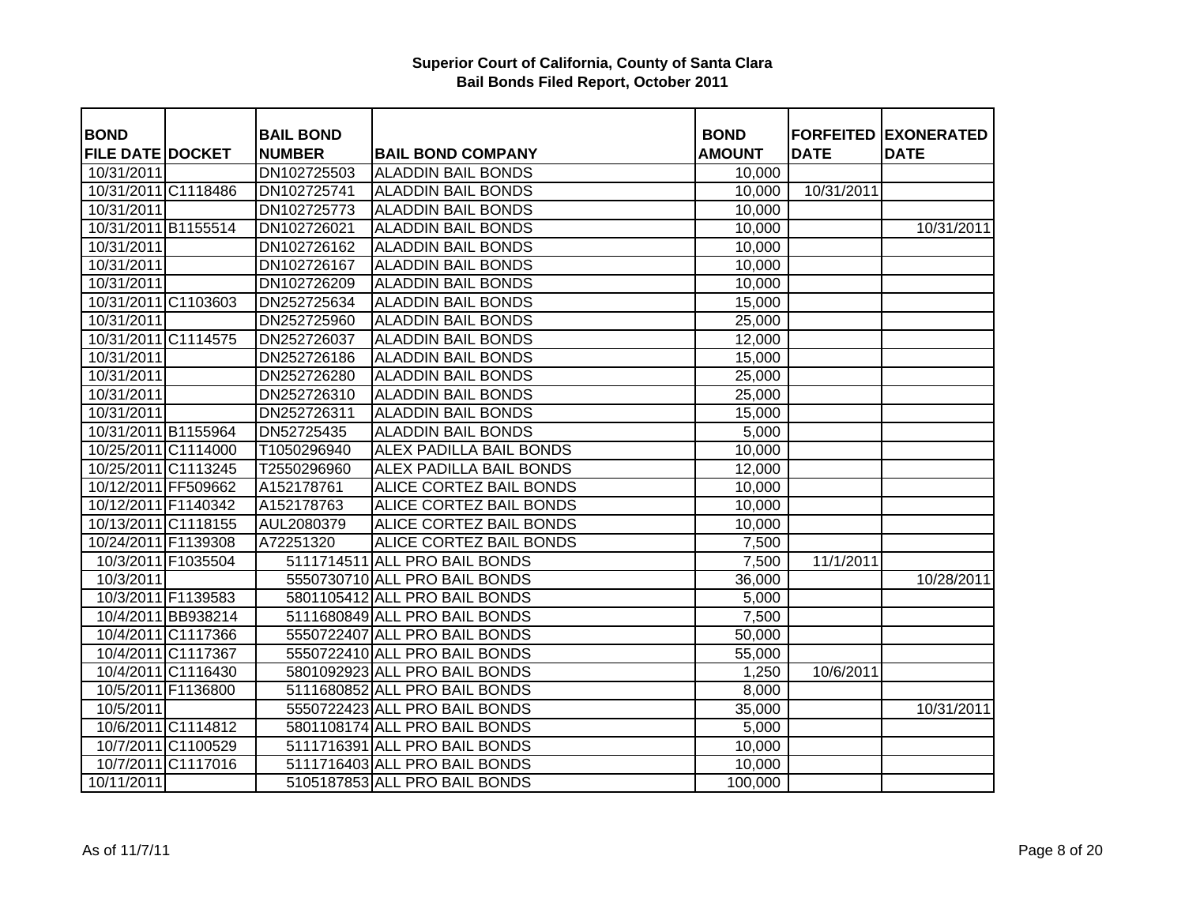**Superior Court of California, County of Santa Clara**
**Bail Bonds Filed Report, October 2011**

| BOND FILE DATE | DOCKET | BAIL BOND NUMBER | BAIL BOND COMPANY | BOND AMOUNT | FORFEITED DATE | EXONERATED DATE |
|---|---|---|---|---|---|---|
| 10/31/2011 | | DN102725503 | ALADDIN BAIL BONDS | 10,000 | | |
| 10/31/2011 | C1118486 | DN102725741 | ALADDIN BAIL BONDS | 10,000 | 10/31/2011 | |
| 10/31/2011 | | DN102725773 | ALADDIN BAIL BONDS | 10,000 | | |
| 10/31/2011 | B1155514 | DN102726021 | ALADDIN BAIL BONDS | 10,000 | | 10/31/2011 |
| 10/31/2011 | | DN102726162 | ALADDIN BAIL BONDS | 10,000 | | |
| 10/31/2011 | | DN102726167 | ALADDIN BAIL BONDS | 10,000 | | |
| 10/31/2011 | | DN102726209 | ALADDIN BAIL BONDS | 10,000 | | |
| 10/31/2011 | C1103603 | DN252725634 | ALADDIN BAIL BONDS | 15,000 | | |
| 10/31/2011 | | DN252725960 | ALADDIN BAIL BONDS | 25,000 | | |
| 10/31/2011 | C1114575 | DN252726037 | ALADDIN BAIL BONDS | 12,000 | | |
| 10/31/2011 | | DN252726186 | ALADDIN BAIL BONDS | 15,000 | | |
| 10/31/2011 | | DN252726280 | ALADDIN BAIL BONDS | 25,000 | | |
| 10/31/2011 | | DN252726310 | ALADDIN BAIL BONDS | 25,000 | | |
| 10/31/2011 | | DN252726311 | ALADDIN BAIL BONDS | 15,000 | | |
| 10/31/2011 | B1155964 | DN52725435 | ALADDIN BAIL BONDS | 5,000 | | |
| 10/25/2011 | C1114000 | T1050296940 | ALEX PADILLA BAIL BONDS | 10,000 | | |
| 10/25/2011 | C1113245 | T2550296960 | ALEX PADILLA BAIL BONDS | 12,000 | | |
| 10/12/2011 | FF509662 | A152178761 | ALICE CORTEZ BAIL BONDS | 10,000 | | |
| 10/12/2011 | F1140342 | A152178763 | ALICE CORTEZ BAIL BONDS | 10,000 | | |
| 10/13/2011 | C1118155 | AUL2080379 | ALICE CORTEZ BAIL BONDS | 10,000 | | |
| 10/24/2011 | F1139308 | A72251320 | ALICE CORTEZ BAIL BONDS | 7,500 | | |
| 10/3/2011 | F1035504 | 5111714511 | ALL PRO BAIL BONDS | 7,500 | 11/1/2011 | |
| 10/3/2011 | | 5550730710 | ALL PRO BAIL BONDS | 36,000 | | 10/28/2011 |
| 10/3/2011 | F1139583 | 5801105412 | ALL PRO BAIL BONDS | 5,000 | | |
| 10/4/2011 | BB938214 | 5111680849 | ALL PRO BAIL BONDS | 7,500 | | |
| 10/4/2011 | C1117366 | 5550722407 | ALL PRO BAIL BONDS | 50,000 | | |
| 10/4/2011 | C1117367 | 5550722410 | ALL PRO BAIL BONDS | 55,000 | | |
| 10/4/2011 | C1116430 | 5801092923 | ALL PRO BAIL BONDS | 1,250 | 10/6/2011 | |
| 10/5/2011 | F1136800 | 5111680852 | ALL PRO BAIL BONDS | 8,000 | | |
| 10/5/2011 | | 5550722423 | ALL PRO BAIL BONDS | 35,000 | | 10/31/2011 |
| 10/6/2011 | C1114812 | 5801108174 | ALL PRO BAIL BONDS | 5,000 | | |
| 10/7/2011 | C1100529 | 5111716391 | ALL PRO BAIL BONDS | 10,000 | | |
| 10/7/2011 | C1117016 | 5111716403 | ALL PRO BAIL BONDS | 10,000 | | |
| 10/11/2011 | | 5105187853 | ALL PRO BAIL BONDS | 100,000 | | |

As of 11/7/11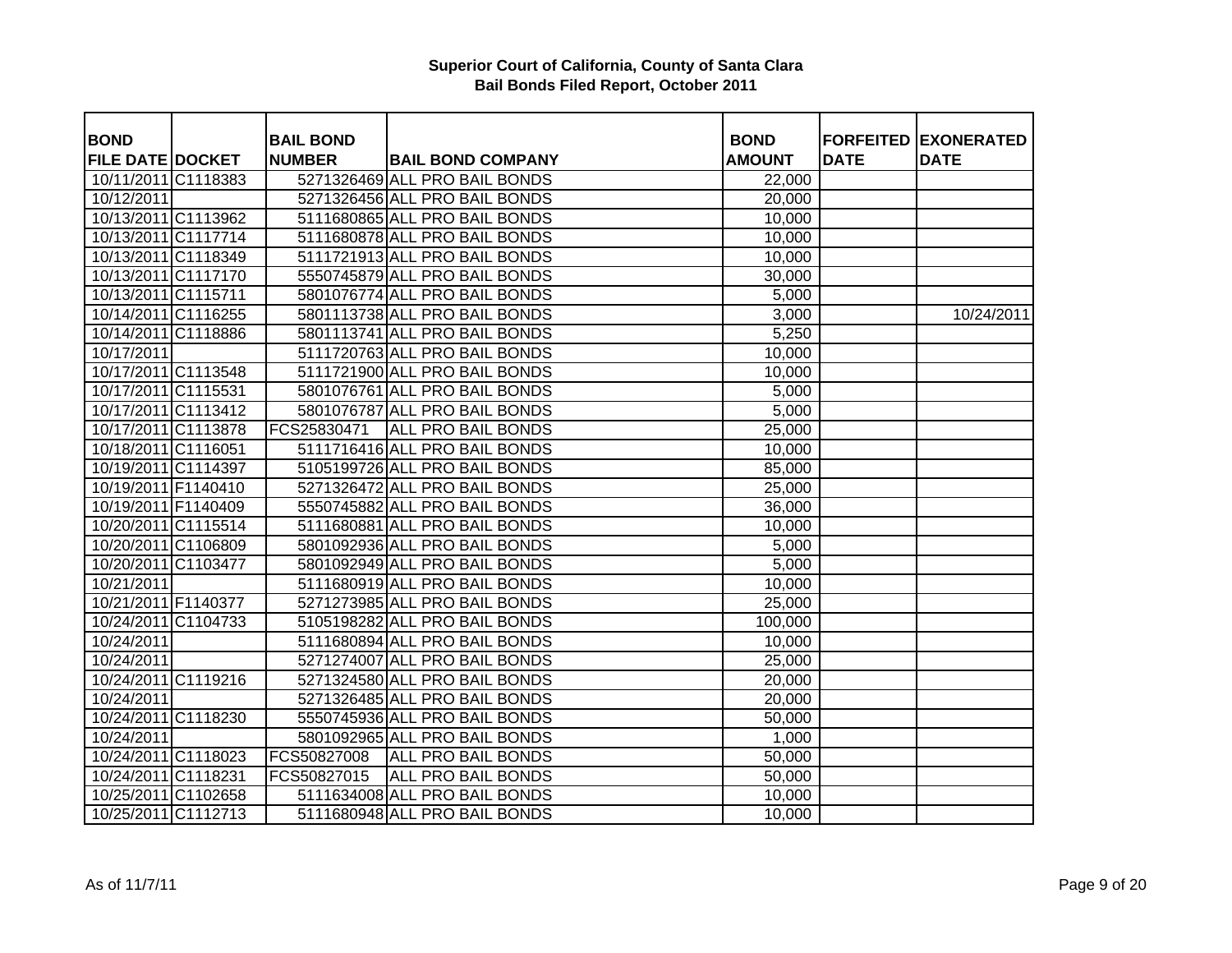## Superior Court of California, County of Santa Clara
## Bail Bonds Filed Report, October 2011

| BOND FILE DATE | DOCKET | BAIL BOND NUMBER | BAIL BOND COMPANY | BOND AMOUNT | FORFEITED DATE | EXONERATED DATE |
|---|---|---|---|---|---|---|
| 10/11/2011 | C1118383 | 5271326469 | ALL PRO BAIL BONDS | 22,000 | | |
| 10/12/2011 | | 5271326456 | ALL PRO BAIL BONDS | 20,000 | | |
| 10/13/2011 | C1113962 | 5111680865 | ALL PRO BAIL BONDS | 10,000 | | |
| 10/13/2011 | C1117714 | 5111680878 | ALL PRO BAIL BONDS | 10,000 | | |
| 10/13/2011 | C1118349 | 5111721913 | ALL PRO BAIL BONDS | 10,000 | | |
| 10/13/2011 | C1117170 | 5550745879 | ALL PRO BAIL BONDS | 30,000 | | |
| 10/13/2011 | C1115711 | 5801076774 | ALL PRO BAIL BONDS | 5,000 | | |
| 10/14/2011 | C1116255 | 5801113738 | ALL PRO BAIL BONDS | 3,000 | | 10/24/2011 |
| 10/14/2011 | C1118886 | 5801113741 | ALL PRO BAIL BONDS | 5,250 | | |
| 10/17/2011 | | 5111720763 | ALL PRO BAIL BONDS | 10,000 | | |
| 10/17/2011 | C1113548 | 5111721900 | ALL PRO BAIL BONDS | 10,000 | | |
| 10/17/2011 | C1115531 | 5801076761 | ALL PRO BAIL BONDS | 5,000 | | |
| 10/17/2011 | C1113412 | 5801076787 | ALL PRO BAIL BONDS | 5,000 | | |
| 10/17/2011 | C1113878 | FCS25830471 | ALL PRO BAIL BONDS | 25,000 | | |
| 10/18/2011 | C1116051 | 5111716416 | ALL PRO BAIL BONDS | 10,000 | | |
| 10/19/2011 | C1114397 | 5105199726 | ALL PRO BAIL BONDS | 85,000 | | |
| 10/19/2011 | F1140410 | 5271326472 | ALL PRO BAIL BONDS | 25,000 | | |
| 10/19/2011 | F1140409 | 5550745882 | ALL PRO BAIL BONDS | 36,000 | | |
| 10/20/2011 | C1115514 | 5111680881 | ALL PRO BAIL BONDS | 10,000 | | |
| 10/20/2011 | C1106809 | 5801092936 | ALL PRO BAIL BONDS | 5,000 | | |
| 10/20/2011 | C1103477 | 5801092949 | ALL PRO BAIL BONDS | 5,000 | | |
| 10/21/2011 | | 5111680919 | ALL PRO BAIL BONDS | 10,000 | | |
| 10/21/2011 | F1140377 | 5271273985 | ALL PRO BAIL BONDS | 25,000 | | |
| 10/24/2011 | C1104733 | 5105198282 | ALL PRO BAIL BONDS | 100,000 | | |
| 10/24/2011 | | 5111680894 | ALL PRO BAIL BONDS | 10,000 | | |
| 10/24/2011 | | 5271274007 | ALL PRO BAIL BONDS | 25,000 | | |
| 10/24/2011 | C1119216 | 5271324580 | ALL PRO BAIL BONDS | 20,000 | | |
| 10/24/2011 | | 5271326485 | ALL PRO BAIL BONDS | 20,000 | | |
| 10/24/2011 | C1118230 | 5550745936 | ALL PRO BAIL BONDS | 50,000 | | |
| 10/24/2011 | | 5801092965 | ALL PRO BAIL BONDS | 1,000 | | |
| 10/24/2011 | C1118023 | FCS50827008 | ALL PRO BAIL BONDS | 50,000 | | |
| 10/24/2011 | C1118231 | FCS50827015 | ALL PRO BAIL BONDS | 50,000 | | |
| 10/25/2011 | C1102658 | 5111634008 | ALL PRO BAIL BONDS | 10,000 | | |
| 10/25/2011 | C1112713 | 5111680948 | ALL PRO BAIL BONDS | 10,000 | | |

As of 11/7/11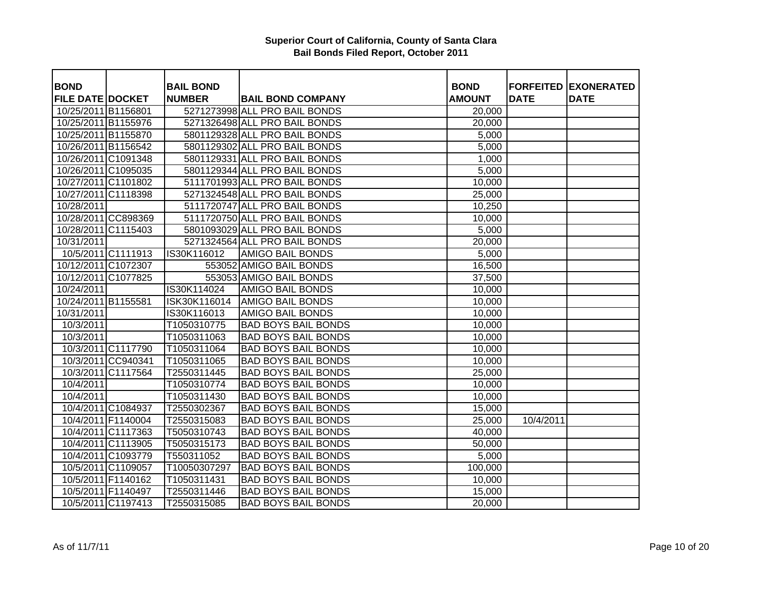**Superior Court of California, County of Santa Clara**
**Bail Bonds Filed Report, October 2011**

| BOND FILE DATE | DOCKET | BAIL BOND NUMBER | BAIL BOND COMPANY | BOND AMOUNT | FORFEITED DATE | EXONERATED DATE |
|---|---|---|---|---|---|---|
| 10/25/2011 | B1156801 | 5271273998 | ALL PRO BAIL BONDS | 20,000 | | |
| 10/25/2011 | B1155976 | 5271326498 | ALL PRO BAIL BONDS | 20,000 | | |
| 10/25/2011 | B1155870 | 5801129328 | ALL PRO BAIL BONDS | 5,000 | | |
| 10/26/2011 | B1156542 | 5801129302 | ALL PRO BAIL BONDS | 5,000 | | |
| 10/26/2011 | C1091348 | 5801129331 | ALL PRO BAIL BONDS | 1,000 | | |
| 10/26/2011 | C1095035 | 5801129344 | ALL PRO BAIL BONDS | 5,000 | | |
| 10/27/2011 | C1101802 | 5111701993 | ALL PRO BAIL BONDS | 10,000 | | |
| 10/27/2011 | C1118398 | 5271324548 | ALL PRO BAIL BONDS | 25,000 | | |
| 10/28/2011 | | 5111720747 | ALL PRO BAIL BONDS | 10,250 | | |
| 10/28/2011 | CC898369 | 5111720750 | ALL PRO BAIL BONDS | 10,000 | | |
| 10/28/2011 | C1115403 | 5801093029 | ALL PRO BAIL BONDS | 5,000 | | |
| 10/31/2011 | | 5271324564 | ALL PRO BAIL BONDS | 20,000 | | |
| 10/5/2011 | C1111913 | IS30K116012 | AMIGO BAIL BONDS | 5,000 | | |
| 10/12/2011 | C1072307 | 553052 | AMIGO BAIL BONDS | 16,500 | | |
| 10/12/2011 | C1077825 | 553053 | AMIGO BAIL BONDS | 37,500 | | |
| 10/24/2011 | | IS30K114024 | AMIGO BAIL BONDS | 10,000 | | |
| 10/24/2011 | B1155581 | ISK30K116014 | AMIGO BAIL BONDS | 10,000 | | |
| 10/31/2011 | | IS30K116013 | AMIGO BAIL BONDS | 10,000 | | |
| 10/3/2011 | | T1050310775 | BAD BOYS BAIL BONDS | 10,000 | | |
| 10/3/2011 | | T1050311063 | BAD BOYS BAIL BONDS | 10,000 | | |
| 10/3/2011 | C1117790 | T1050311064 | BAD BOYS BAIL BONDS | 10,000 | | |
| 10/3/2011 | CC940341 | T1050311065 | BAD BOYS BAIL BONDS | 10,000 | | |
| 10/3/2011 | C1117564 | T2550311445 | BAD BOYS BAIL BONDS | 25,000 | | |
| 10/4/2011 | | T1050310774 | BAD BOYS BAIL BONDS | 10,000 | | |
| 10/4/2011 | | T1050311430 | BAD BOYS BAIL BONDS | 10,000 | | |
| 10/4/2011 | C1084937 | T2550302367 | BAD BOYS BAIL BONDS | 15,000 | | |
| 10/4/2011 | F1140004 | T2550315083 | BAD BOYS BAIL BONDS | 25,000 | 10/4/2011 | |
| 10/4/2011 | C1117363 | T5050310743 | BAD BOYS BAIL BONDS | 40,000 | | |
| 10/4/2011 | C1113905 | T5050315173 | BAD BOYS BAIL BONDS | 50,000 | | |
| 10/4/2011 | C1093779 | T550311052 | BAD BOYS BAIL BONDS | 5,000 | | |
| 10/5/2011 | C1109057 | T10050307297 | BAD BOYS BAIL BONDS | 100,000 | | |
| 10/5/2011 | F1140162 | T1050311431 | BAD BOYS BAIL BONDS | 10,000 | | |
| 10/5/2011 | F1140497 | T2550311446 | BAD BOYS BAIL BONDS | 15,000 | | |
| 10/5/2011 | C1197413 | T2550315085 | BAD BOYS BAIL BONDS | 20,000 | | |

As of 11/7/11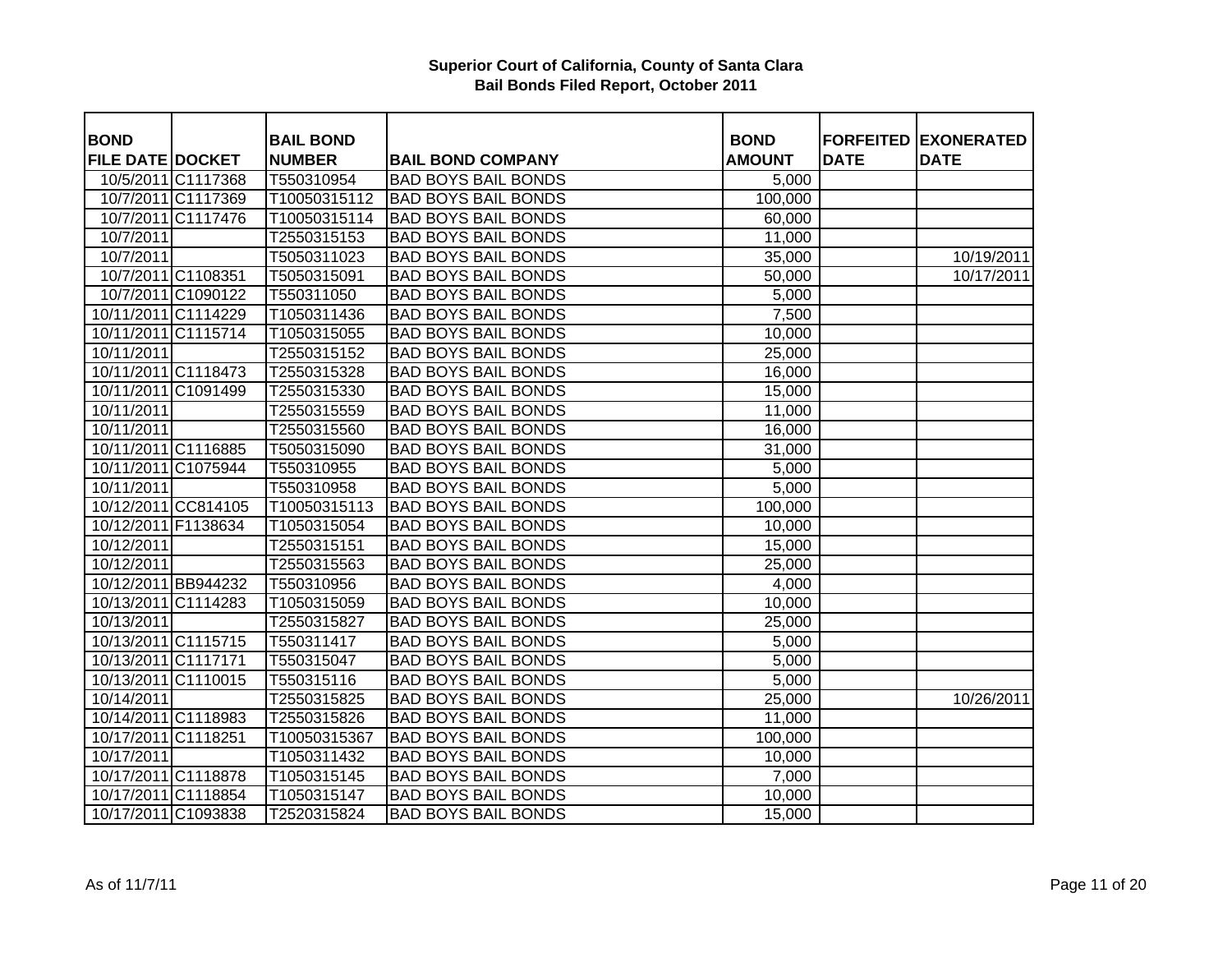# Superior Court of California, County of Santa Clara
## Bail Bonds Filed Report, October 2011

| BOND FILE DATE | DOCKET | BAIL BOND NUMBER | BAIL BOND COMPANY | BOND AMOUNT | FORFEITED DATE | EXONERATED DATE |
|---|---|---|---|---|---|---|
| 10/5/2011 | C1117368 | T550310954 | BAD BOYS BAIL BONDS | 5,000 | | |
| 10/7/2011 | C1117369 | T10050315112 | BAD BOYS BAIL BONDS | 100,000 | | |
| 10/7/2011 | C1117476 | T10050315114 | BAD BOYS BAIL BONDS | 60,000 | | |
| 10/7/2011 | | T2550315153 | BAD BOYS BAIL BONDS | 11,000 | | |
| 10/7/2011 | | T5050311023 | BAD BOYS BAIL BONDS | 35,000 | | 10/19/2011 |
| 10/7/2011 | C1108351 | T5050315091 | BAD BOYS BAIL BONDS | 50,000 | | 10/17/2011 |
| 10/7/2011 | C1090122 | T550311050 | BAD BOYS BAIL BONDS | 5,000 | | |
| 10/11/2011 | C1114229 | T1050311436 | BAD BOYS BAIL BONDS | 7,500 | | |
| 10/11/2011 | C1115714 | T1050315055 | BAD BOYS BAIL BONDS | 10,000 | | |
| 10/11/2011 | | T2550315152 | BAD BOYS BAIL BONDS | 25,000 | | |
| 10/11/2011 | C1118473 | T2550315328 | BAD BOYS BAIL BONDS | 16,000 | | |
| 10/11/2011 | C1091499 | T2550315330 | BAD BOYS BAIL BONDS | 15,000 | | |
| 10/11/2011 | | T2550315559 | BAD BOYS BAIL BONDS | 11,000 | | |
| 10/11/2011 | | T2550315560 | BAD BOYS BAIL BONDS | 16,000 | | |
| 10/11/2011 | C1116885 | T5050315090 | BAD BOYS BAIL BONDS | 31,000 | | |
| 10/11/2011 | C1075944 | T550310955 | BAD BOYS BAIL BONDS | 5,000 | | |
| 10/11/2011 | | T550310958 | BAD BOYS BAIL BONDS | 5,000 | | |
| 10/12/2011 | CC814105 | T10050315113 | BAD BOYS BAIL BONDS | 100,000 | | |
| 10/12/2011 | F1138634 | T1050315054 | BAD BOYS BAIL BONDS | 10,000 | | |
| 10/12/2011 | | T2550315151 | BAD BOYS BAIL BONDS | 15,000 | | |
| 10/12/2011 | | T2550315563 | BAD BOYS BAIL BONDS | 25,000 | | |
| 10/12/2011 | BB944232 | T550310956 | BAD BOYS BAIL BONDS | 4,000 | | |
| 10/13/2011 | C1114283 | T1050315059 | BAD BOYS BAIL BONDS | 10,000 | | |
| 10/13/2011 | | T2550315827 | BAD BOYS BAIL BONDS | 25,000 | | |
| 10/13/2011 | C1115715 | T550311417 | BAD BOYS BAIL BONDS | 5,000 | | |
| 10/13/2011 | C1117171 | T550315047 | BAD BOYS BAIL BONDS | 5,000 | | |
| 10/13/2011 | C1110015 | T550315116 | BAD BOYS BAIL BONDS | 5,000 | | |
| 10/14/2011 | | T2550315825 | BAD BOYS BAIL BONDS | 25,000 | | 10/26/2011 |
| 10/14/2011 | C1118983 | T2550315826 | BAD BOYS BAIL BONDS | 11,000 | | |
| 10/17/2011 | C1118251 | T10050315367 | BAD BOYS BAIL BONDS | 100,000 | | |
| 10/17/2011 | | T1050311432 | BAD BOYS BAIL BONDS | 10,000 | | |
| 10/17/2011 | C1118878 | T1050315145 | BAD BOYS BAIL BONDS | 7,000 | | |
| 10/17/2011 | C1118854 | T1050315147 | BAD BOYS BAIL BONDS | 10,000 | | |
| 10/17/2011 | C1093838 | T2520315824 | BAD BOYS BAIL BONDS | 15,000 | | |

As of 11/7/11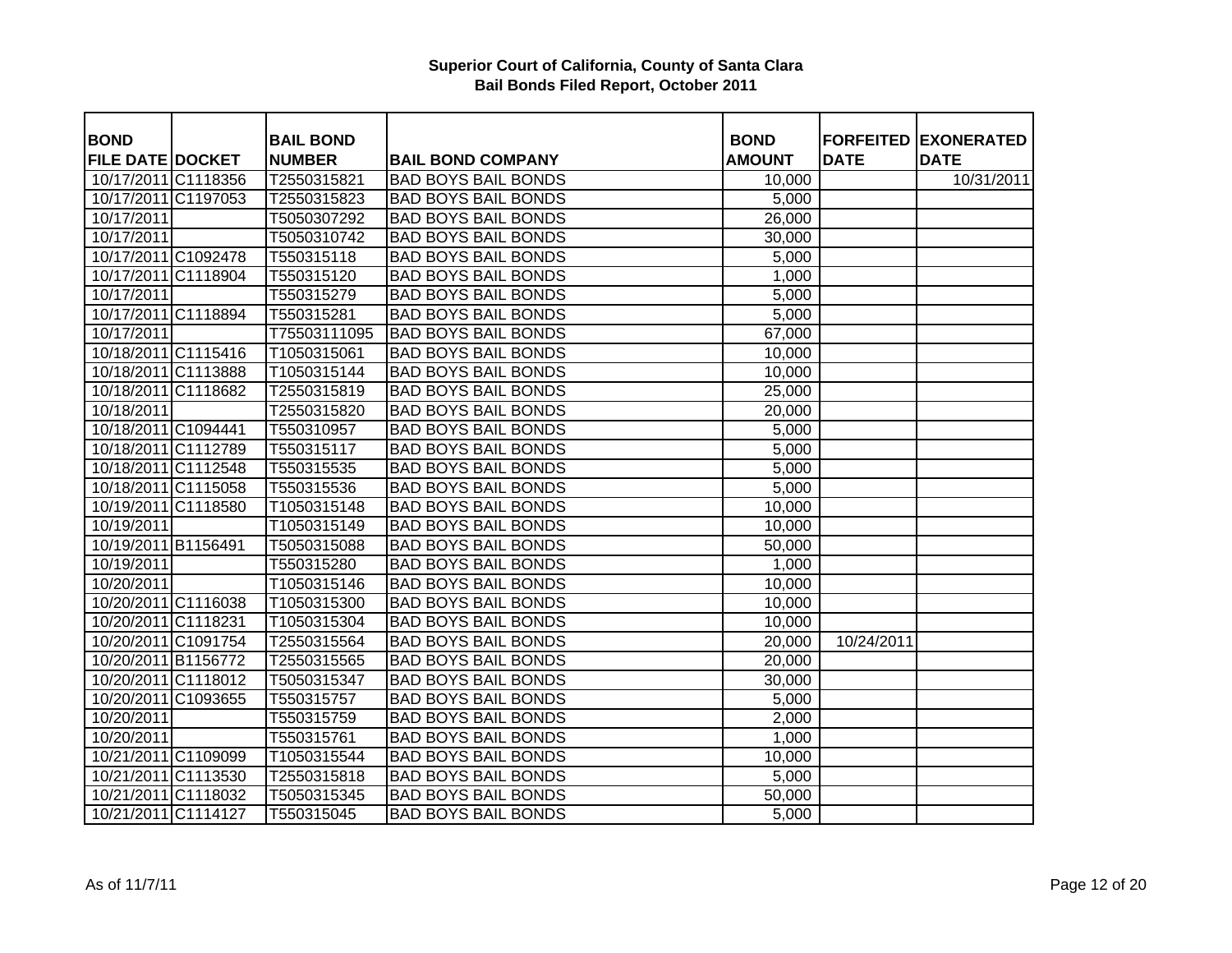**Superior Court of California, County of Santa Clara**
**Bail Bonds Filed Report, October 2011**

| BOND FILE DATE | DOCKET | BAIL BOND NUMBER | BAIL BOND COMPANY | BOND AMOUNT | FORFEITED DATE | EXONERATED DATE |
|---|---|---|---|---|---|---|
| 10/17/2011 | C1118356 | T2550315821 | BAD BOYS BAIL BONDS | 10,000 | | 10/31/2011 |
| 10/17/2011 | C1197053 | T2550315823 | BAD BOYS BAIL BONDS | 5,000 | | |
| 10/17/2011 | | T5050307292 | BAD BOYS BAIL BONDS | 26,000 | | |
| 10/17/2011 | | T5050310742 | BAD BOYS BAIL BONDS | 30,000 | | |
| 10/17/2011 | C1092478 | T550315118 | BAD BOYS BAIL BONDS | 5,000 | | |
| 10/17/2011 | C1118904 | T550315120 | BAD BOYS BAIL BONDS | 1,000 | | |
| 10/17/2011 | | T550315279 | BAD BOYS BAIL BONDS | 5,000 | | |
| 10/17/2011 | C1118894 | T550315281 | BAD BOYS BAIL BONDS | 5,000 | | |
| 10/17/2011 | | T75503111095 | BAD BOYS BAIL BONDS | 67,000 | | |
| 10/18/2011 | C1115416 | T1050315061 | BAD BOYS BAIL BONDS | 10,000 | | |
| 10/18/2011 | C1113888 | T1050315144 | BAD BOYS BAIL BONDS | 10,000 | | |
| 10/18/2011 | C1118682 | T2550315819 | BAD BOYS BAIL BONDS | 25,000 | | |
| 10/18/2011 | | T2550315820 | BAD BOYS BAIL BONDS | 20,000 | | |
| 10/18/2011 | C1094441 | T550310957 | BAD BOYS BAIL BONDS | 5,000 | | |
| 10/18/2011 | C1112789 | T550315117 | BAD BOYS BAIL BONDS | 5,000 | | |
| 10/18/2011 | C1112548 | T550315535 | BAD BOYS BAIL BONDS | 5,000 | | |
| 10/18/2011 | C1115058 | T550315536 | BAD BOYS BAIL BONDS | 5,000 | | |
| 10/19/2011 | C1118580 | T1050315148 | BAD BOYS BAIL BONDS | 10,000 | | |
| 10/19/2011 | | T1050315149 | BAD BOYS BAIL BONDS | 10,000 | | |
| 10/19/2011 | B1156491 | T5050315088 | BAD BOYS BAIL BONDS | 50,000 | | |
| 10/19/2011 | | T550315280 | BAD BOYS BAIL BONDS | 1,000 | | |
| 10/20/2011 | | T1050315146 | BAD BOYS BAIL BONDS | 10,000 | | |
| 10/20/2011 | C1116038 | T1050315300 | BAD BOYS BAIL BONDS | 10,000 | | |
| 10/20/2011 | C1118231 | T1050315304 | BAD BOYS BAIL BONDS | 10,000 | | |
| 10/20/2011 | C1091754 | T2550315564 | BAD BOYS BAIL BONDS | 20,000 | 10/24/2011 | |
| 10/20/2011 | B1156772 | T2550315565 | BAD BOYS BAIL BONDS | 20,000 | | |
| 10/20/2011 | C1118012 | T5050315347 | BAD BOYS BAIL BONDS | 30,000 | | |
| 10/20/2011 | C1093655 | T550315757 | BAD BOYS BAIL BONDS | 5,000 | | |
| 10/20/2011 | | T550315759 | BAD BOYS BAIL BONDS | 2,000 | | |
| 10/20/2011 | | T550315761 | BAD BOYS BAIL BONDS | 1,000 | | |
| 10/21/2011 | C1109099 | T1050315544 | BAD BOYS BAIL BONDS | 10,000 | | |
| 10/21/2011 | C1113530 | T2550315818 | BAD BOYS BAIL BONDS | 5,000 | | |
| 10/21/2011 | C1118032 | T5050315345 | BAD BOYS BAIL BONDS | 50,000 | | |
| 10/21/2011 | C1114127 | T550315045 | BAD BOYS BAIL BONDS | 5,000 | | |

As of 11/7/11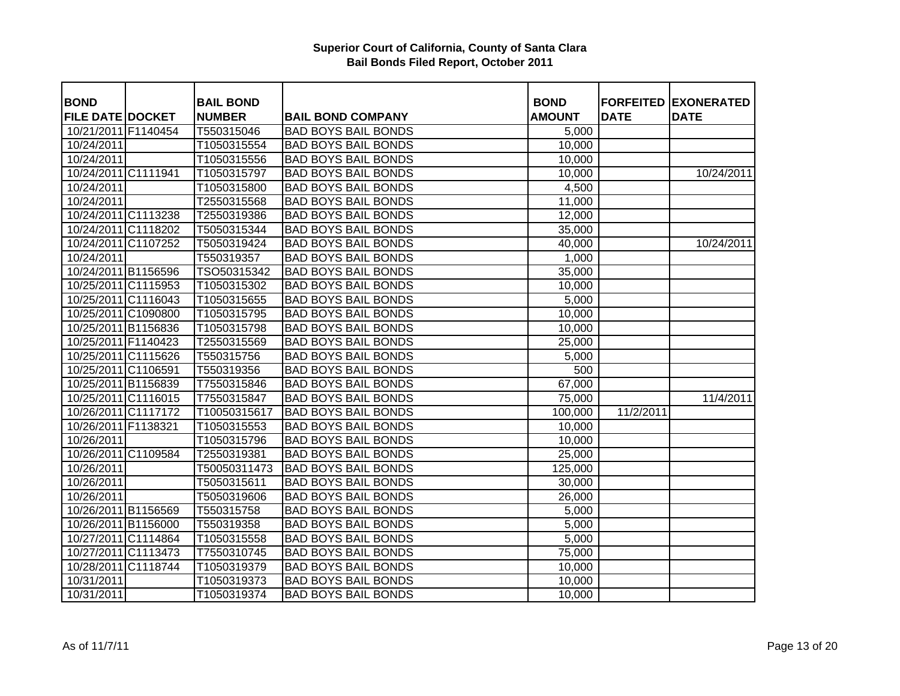# Superior Court of California, County of Santa Clara
## Bail Bonds Filed Report, October 2011

| BOND FILE DATE | DOCKET | BAIL BOND NUMBER | BAIL BOND COMPANY | BOND AMOUNT | FORFEITED DATE | EXONERATED DATE |
|---|---|---|---|---|---|---|
| 10/21/2011 | F1140454 | T550315046 | BAD BOYS BAIL BONDS | 5,000 | | |
| 10/24/2011 | | T1050315554 | BAD BOYS BAIL BONDS | 10,000 | | |
| 10/24/2011 | | T1050315556 | BAD BOYS BAIL BONDS | 10,000 | | |
| 10/24/2011 | C1111941 | T1050315797 | BAD BOYS BAIL BONDS | 10,000 | | 10/24/2011 |
| 10/24/2011 | | T1050315800 | BAD BOYS BAIL BONDS | 4,500 | | |
| 10/24/2011 | | T2550315568 | BAD BOYS BAIL BONDS | 11,000 | | |
| 10/24/2011 | C1113238 | T2550319386 | BAD BOYS BAIL BONDS | 12,000 | | |
| 10/24/2011 | C1118202 | T5050315344 | BAD BOYS BAIL BONDS | 35,000 | | |
| 10/24/2011 | C1107252 | T5050319424 | BAD BOYS BAIL BONDS | 40,000 | | 10/24/2011 |
| 10/24/2011 | | T550319357 | BAD BOYS BAIL BONDS | 1,000 | | |
| 10/24/2011 | B1156596 | TSO50315342 | BAD BOYS BAIL BONDS | 35,000 | | |
| 10/25/2011 | C1115953 | T1050315302 | BAD BOYS BAIL BONDS | 10,000 | | |
| 10/25/2011 | C1116043 | T1050315655 | BAD BOYS BAIL BONDS | 5,000 | | |
| 10/25/2011 | C1090800 | T1050315795 | BAD BOYS BAIL BONDS | 10,000 | | |
| 10/25/2011 | B1156836 | T1050315798 | BAD BOYS BAIL BONDS | 10,000 | | |
| 10/25/2011 | F1140423 | T2550315569 | BAD BOYS BAIL BONDS | 25,000 | | |
| 10/25/2011 | C1115626 | T550315756 | BAD BOYS BAIL BONDS | 5,000 | | |
| 10/25/2011 | C1106591 | T550319356 | BAD BOYS BAIL BONDS | 500 | | |
| 10/25/2011 | B1156839 | T7550315846 | BAD BOYS BAIL BONDS | 67,000 | | |
| 10/25/2011 | C1116015 | T7550315847 | BAD BOYS BAIL BONDS | 75,000 | | 11/4/2011 |
| 10/26/2011 | C1117172 | T10050315617 | BAD BOYS BAIL BONDS | 100,000 | 11/2/2011 | |
| 10/26/2011 | F1138321 | T1050315553 | BAD BOYS BAIL BONDS | 10,000 | | |
| 10/26/2011 | | T1050315796 | BAD BOYS BAIL BONDS | 10,000 | | |
| 10/26/2011 | C1109584 | T2550319381 | BAD BOYS BAIL BONDS | 25,000 | | |
| 10/26/2011 | | T50050311473 | BAD BOYS BAIL BONDS | 125,000 | | |
| 10/26/2011 | | T5050315611 | BAD BOYS BAIL BONDS | 30,000 | | |
| 10/26/2011 | | T5050319606 | BAD BOYS BAIL BONDS | 26,000 | | |
| 10/26/2011 | B1156569 | T550315758 | BAD BOYS BAIL BONDS | 5,000 | | |
| 10/26/2011 | B1156000 | T550319358 | BAD BOYS BAIL BONDS | 5,000 | | |
| 10/27/2011 | C1114864 | T1050315558 | BAD BOYS BAIL BONDS | 5,000 | | |
| 10/27/2011 | C1113473 | T7550310745 | BAD BOYS BAIL BONDS | 75,000 | | |
| 10/28/2011 | C1118744 | T1050319379 | BAD BOYS BAIL BONDS | 10,000 | | |
| 10/31/2011 | | T1050319373 | BAD BOYS BAIL BONDS | 10,000 | | |
| 10/31/2011 | | T1050319374 | BAD BOYS BAIL BONDS | 10,000 | | |

As of 11/7/11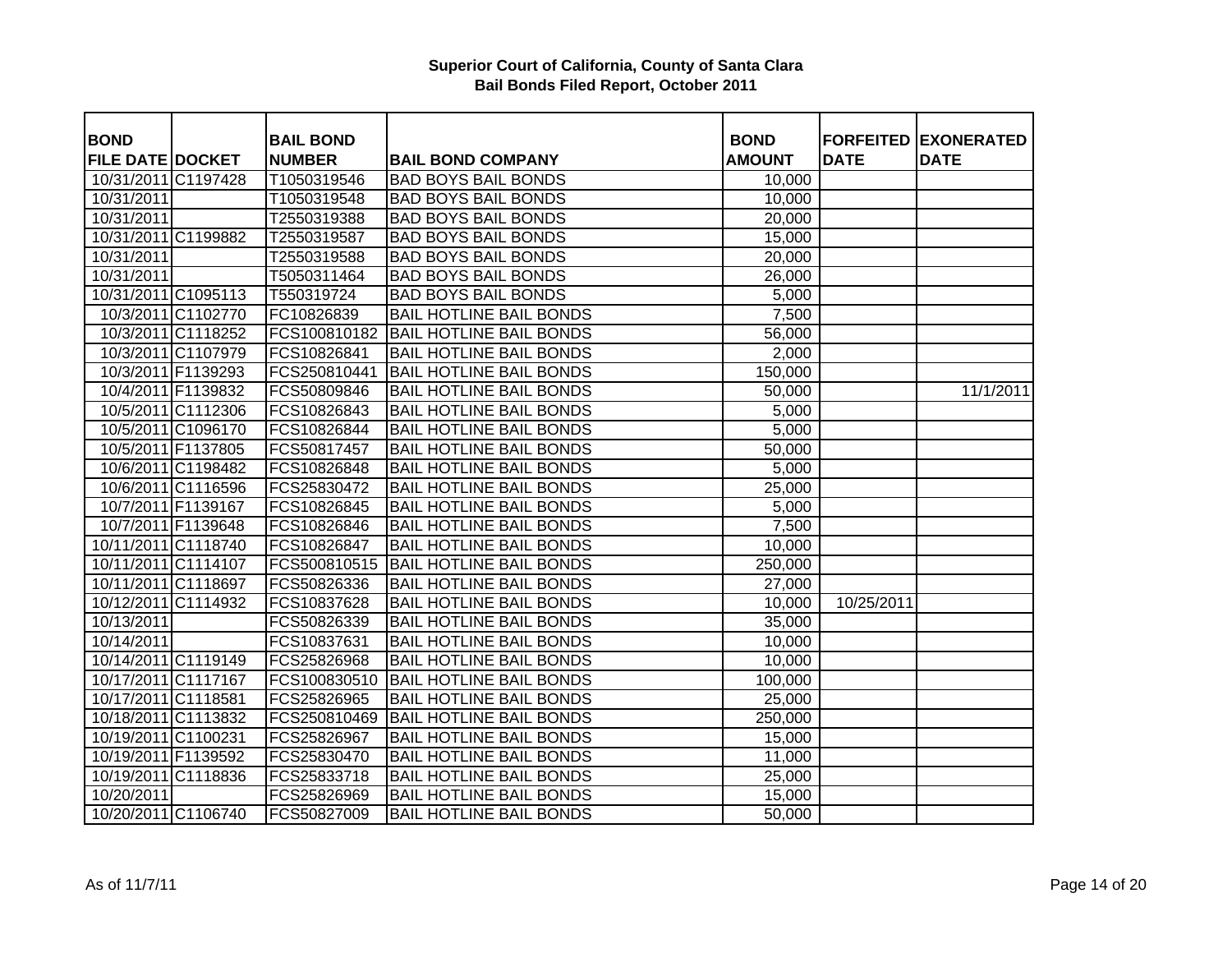**Superior Court of California, County of Santa Clara**
**Bail Bonds Filed Report, October 2011**

| BOND FILE DATE | DOCKET | BAIL BOND NUMBER | BAIL BOND COMPANY | BOND AMOUNT | FORFEITED DATE | EXONERATED DATE |
|---|---|---|---|---|---|---|
| 10/31/2011 | C1197428 | T1050319546 | BAD BOYS BAIL BONDS | 10,000 | | |
| 10/31/2011 | | T1050319548 | BAD BOYS BAIL BONDS | 10,000 | | |
| 10/31/2011 | | T2550319388 | BAD BOYS BAIL BONDS | 20,000 | | |
| 10/31/2011 | C1199882 | T2550319587 | BAD BOYS BAIL BONDS | 15,000 | | |
| 10/31/2011 | | T2550319588 | BAD BOYS BAIL BONDS | 20,000 | | |
| 10/31/2011 | | T5050311464 | BAD BOYS BAIL BONDS | 26,000 | | |
| 10/31/2011 | C1095113 | T550319724 | BAD BOYS BAIL BONDS | 5,000 | | |
| 10/3/2011 | C1102770 | FC10826839 | BAIL HOTLINE BAIL BONDS | 7,500 | | |
| 10/3/2011 | C1118252 | FCS100810182 | BAIL HOTLINE BAIL BONDS | 56,000 | | |
| 10/3/2011 | C1107979 | FCS10826841 | BAIL HOTLINE BAIL BONDS | 2,000 | | |
| 10/3/2011 | F1139293 | FCS250810441 | BAIL HOTLINE BAIL BONDS | 150,000 | | |
| 10/4/2011 | F1139832 | FCS50809846 | BAIL HOTLINE BAIL BONDS | 50,000 | | 11/1/2011 |
| 10/5/2011 | C1112306 | FCS10826843 | BAIL HOTLINE BAIL BONDS | 5,000 | | |
| 10/5/2011 | C1096170 | FCS10826844 | BAIL HOTLINE BAIL BONDS | 5,000 | | |
| 10/5/2011 | F1137805 | FCS50817457 | BAIL HOTLINE BAIL BONDS | 50,000 | | |
| 10/6/2011 | C1198482 | FCS10826848 | BAIL HOTLINE BAIL BONDS | 5,000 | | |
| 10/6/2011 | C1116596 | FCS25830472 | BAIL HOTLINE BAIL BONDS | 25,000 | | |
| 10/7/2011 | F1139167 | FCS10826845 | BAIL HOTLINE BAIL BONDS | 5,000 | | |
| 10/7/2011 | F1139648 | FCS10826846 | BAIL HOTLINE BAIL BONDS | 7,500 | | |
| 10/11/2011 | C1118740 | FCS10826847 | BAIL HOTLINE BAIL BONDS | 10,000 | | |
| 10/11/2011 | C1114107 | FCS500810515 | BAIL HOTLINE BAIL BONDS | 250,000 | | |
| 10/11/2011 | C1118697 | FCS50826336 | BAIL HOTLINE BAIL BONDS | 27,000 | | |
| 10/12/2011 | C1114932 | FCS10837628 | BAIL HOTLINE BAIL BONDS | 10,000 | 10/25/2011 | |
| 10/13/2011 | | FCS50826339 | BAIL HOTLINE BAIL BONDS | 35,000 | | |
| 10/14/2011 | | FCS10837631 | BAIL HOTLINE BAIL BONDS | 10,000 | | |
| 10/14/2011 | C1119149 | FCS25826968 | BAIL HOTLINE BAIL BONDS | 10,000 | | |
| 10/17/2011 | C1117167 | FCS100830510 | BAIL HOTLINE BAIL BONDS | 100,000 | | |
| 10/17/2011 | C1118581 | FCS25826965 | BAIL HOTLINE BAIL BONDS | 25,000 | | |
| 10/18/2011 | C1113832 | FCS250810469 | BAIL HOTLINE BAIL BONDS | 250,000 | | |
| 10/19/2011 | C1100231 | FCS25826967 | BAIL HOTLINE BAIL BONDS | 15,000 | | |
| 10/19/2011 | F1139592 | FCS25830470 | BAIL HOTLINE BAIL BONDS | 11,000 | | |
| 10/19/2011 | C1118836 | FCS25833718 | BAIL HOTLINE BAIL BONDS | 25,000 | | |
| 10/20/2011 | | FCS25826969 | BAIL HOTLINE BAIL BONDS | 15,000 | | |
| 10/20/2011 | C1106740 | FCS50827009 | BAIL HOTLINE BAIL BONDS | 50,000 | | |

As of 11/7/11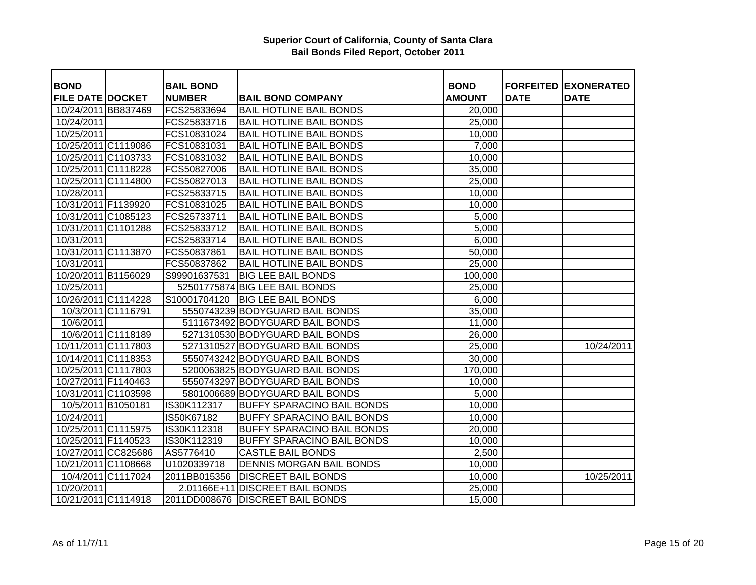**Superior Court of California, County of Santa Clara**
**Bail Bonds Filed Report, October 2011**

| BOND FILE DATE | DOCKET | BAIL BOND NUMBER | BAIL BOND COMPANY | BOND AMOUNT | FORFEITED DATE | EXONERATED DATE |
|---|---|---|---|---|---|---|
| 10/24/2011 | BB837469 | FCS25833694 | BAIL HOTLINE BAIL BONDS | 20,000 | | |
| 10/24/2011 | | FCS25833716 | BAIL HOTLINE BAIL BONDS | 25,000 | | |
| 10/25/2011 | | FCS10831024 | BAIL HOTLINE BAIL BONDS | 10,000 | | |
| 10/25/2011 | C1119086 | FCS10831031 | BAIL HOTLINE BAIL BONDS | 7,000 | | |
| 10/25/2011 | C1103733 | FCS10831032 | BAIL HOTLINE BAIL BONDS | 10,000 | | |
| 10/25/2011 | C1118228 | FCS50827006 | BAIL HOTLINE BAIL BONDS | 35,000 | | |
| 10/25/2011 | C1114800 | FCS50827013 | BAIL HOTLINE BAIL BONDS | 25,000 | | |
| 10/28/2011 | | FCS25833715 | BAIL HOTLINE BAIL BONDS | 10,000 | | |
| 10/31/2011 | F1139920 | FCS10831025 | BAIL HOTLINE BAIL BONDS | 10,000 | | |
| 10/31/2011 | C1085123 | FCS25733711 | BAIL HOTLINE BAIL BONDS | 5,000 | | |
| 10/31/2011 | C1101288 | FCS25833712 | BAIL HOTLINE BAIL BONDS | 5,000 | | |
| 10/31/2011 | | FCS25833714 | BAIL HOTLINE BAIL BONDS | 6,000 | | |
| 10/31/2011 | C1113870 | FCS50837861 | BAIL HOTLINE BAIL BONDS | 50,000 | | |
| 10/31/2011 | | FCS50837862 | BAIL HOTLINE BAIL BONDS | 25,000 | | |
| 10/20/2011 | B1156029 | S99901637531 | BIG LEE BAIL BONDS | 100,000 | | |
| 10/25/2011 | | 52501775874 | BIG LEE BAIL BONDS | 25,000 | | |
| 10/26/2011 | C1114228 | S10001704120 | BIG LEE BAIL BONDS | 6,000 | | |
| 10/3/2011 | C1116791 | 5550743239 | BODYGUARD BAIL BONDS | 35,000 | | |
| 10/6/2011 | | 5111673492 | BODYGUARD BAIL BONDS | 11,000 | | |
| 10/6/2011 | C1118189 | 5271310530 | BODYGUARD BAIL BONDS | 26,000 | | |
| 10/11/2011 | C1117803 | 5271310527 | BODYGUARD BAIL BONDS | 25,000 | | 10/24/2011 |
| 10/14/2011 | C1118353 | 5550743242 | BODYGUARD BAIL BONDS | 30,000 | | |
| 10/25/2011 | C1117803 | 5200063825 | BODYGUARD BAIL BONDS | 170,000 | | |
| 10/27/2011 | F1140463 | 5550743297 | BODYGUARD BAIL BONDS | 10,000 | | |
| 10/31/2011 | C1103598 | 5801006689 | BODYGUARD BAIL BONDS | 5,000 | | |
| 10/5/2011 | B1050181 | IS30K112317 | BUFFY SPARACINO BAIL BONDS | 10,000 | | |
| 10/24/2011 | | IS50K67182 | BUFFY SPARACINO BAIL BONDS | 10,000 | | |
| 10/25/2011 | C1115975 | IS30K112318 | BUFFY SPARACINO BAIL BONDS | 20,000 | | |
| 10/25/2011 | F1140523 | IS30K112319 | BUFFY SPARACINO BAIL BONDS | 10,000 | | |
| 10/27/2011 | CC825686 | AS5776410 | CASTLE BAIL BONDS | 2,500 | | |
| 10/21/2011 | C1108668 | U1020339718 | DENNIS MORGAN BAIL BONDS | 10,000 | | |
| 10/4/2011 | C1117024 | 2011BB015356 | DISCREET BAIL BONDS | 10,000 | | 10/25/2011 |
| 10/20/2011 | | 2.01166E+11 | DISCREET BAIL BONDS | 25,000 | | |
| 10/21/2011 | C1114918 | 2011DD008676 | DISCREET BAIL BONDS | 15,000 | | |

As of 11/7/11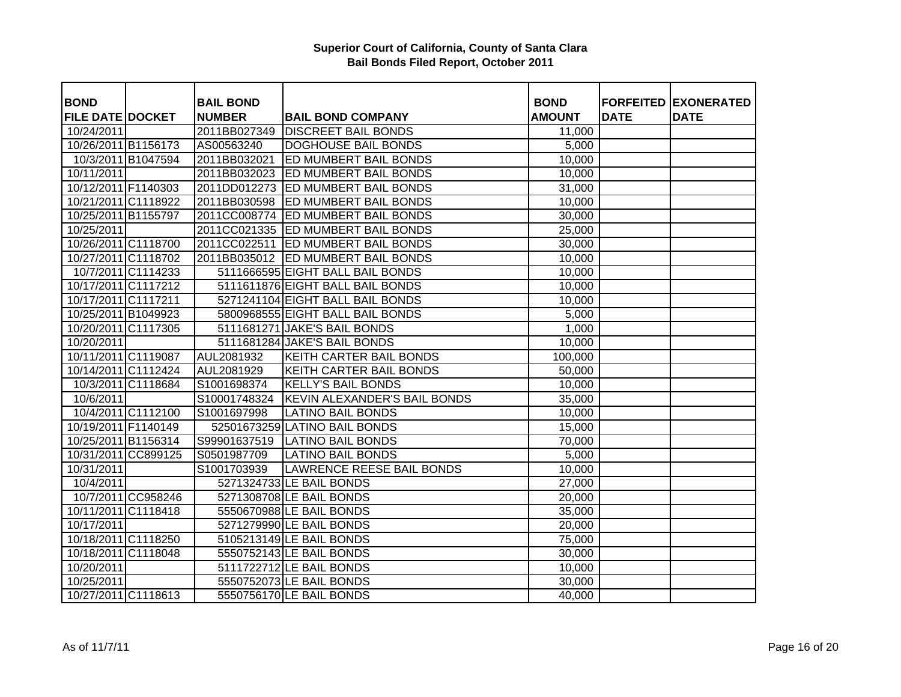**Superior Court of California, County of Santa Clara**
**Bail Bonds Filed Report, October 2011**

| BOND FILE DATE | DOCKET | BAIL BOND NUMBER | BAIL BOND COMPANY | BOND AMOUNT | FORFEITED DATE | EXONERATED DATE |
|---|---|---|---|---|---|---|
| 10/24/2011 | | 2011BB027349 | DISCREET BAIL BONDS | 11,000 | | |
| 10/26/2011 | B1156173 | AS00563240 | DOGHOUSE BAIL BONDS | 5,000 | | |
| 10/3/2011 | B1047594 | 2011BB032021 | ED MUMBERT BAIL BONDS | 10,000 | | |
| 10/11/2011 | | 2011BB032023 | ED MUMBERT BAIL BONDS | 10,000 | | |
| 10/12/2011 | F1140303 | 2011DD012273 | ED MUMBERT BAIL BONDS | 31,000 | | |
| 10/21/2011 | C1118922 | 2011BB030598 | ED MUMBERT BAIL BONDS | 10,000 | | |
| 10/25/2011 | B1155797 | 2011CC008774 | ED MUMBERT BAIL BONDS | 30,000 | | |
| 10/25/2011 | | 2011CC021335 | ED MUMBERT BAIL BONDS | 25,000 | | |
| 10/26/2011 | C1118700 | 2011CC022511 | ED MUMBERT BAIL BONDS | 30,000 | | |
| 10/27/2011 | C1118702 | 2011BB035012 | ED MUMBERT BAIL BONDS | 10,000 | | |
| 10/7/2011 | C1114233 | 5111666595 | EIGHT BALL BAIL BONDS | 10,000 | | |
| 10/17/2011 | C1117212 | 5111611876 | EIGHT BALL BAIL BONDS | 10,000 | | |
| 10/17/2011 | C1117211 | 5271241104 | EIGHT BALL BAIL BONDS | 10,000 | | |
| 10/25/2011 | B1049923 | 5800968555 | EIGHT BALL BAIL BONDS | 5,000 | | |
| 10/20/2011 | C1117305 | 5111681271 | JAKE'S BAIL BONDS | 1,000 | | |
| 10/20/2011 | | 5111681284 | JAKE'S BAIL BONDS | 10,000 | | |
| 10/11/2011 | C1119087 | AUL2081932 | KEITH CARTER BAIL BONDS | 100,000 | | |
| 10/14/2011 | C1112424 | AUL2081929 | KEITH CARTER BAIL BONDS | 50,000 | | |
| 10/3/2011 | C1118684 | S1001698374 | KELLY'S BAIL BONDS | 10,000 | | |
| 10/6/2011 | | S10001748324 | KEVIN ALEXANDER'S BAIL BONDS | 35,000 | | |
| 10/4/2011 | C1112100 | S1001697998 | LATINO BAIL BONDS | 10,000 | | |
| 10/19/2011 | F1140149 | 52501673259 | LATINO BAIL BONDS | 15,000 | | |
| 10/25/2011 | B1156314 | S99901637519 | LATINO BAIL BONDS | 70,000 | | |
| 10/31/2011 | CC899125 | S0501987709 | LATINO BAIL BONDS | 5,000 | | |
| 10/31/2011 | | S1001703939 | LAWRENCE REESE BAIL BONDS | 10,000 | | |
| 10/4/2011 | | 5271324733 | LE BAIL BONDS | 27,000 | | |
| 10/7/2011 | CC958246 | 5271308708 | LE BAIL BONDS | 20,000 | | |
| 10/11/2011 | C1118418 | 5550670988 | LE BAIL BONDS | 35,000 | | |
| 10/17/2011 | | 5271279990 | LE BAIL BONDS | 20,000 | | |
| 10/18/2011 | C1118250 | 5105213149 | LE BAIL BONDS | 75,000 | | |
| 10/18/2011 | C1118048 | 5550752143 | LE BAIL BONDS | 30,000 | | |
| 10/20/2011 | | 5111722712 | LE BAIL BONDS | 10,000 | | |
| 10/25/2011 | | 5550752073 | LE BAIL BONDS | 30,000 | | |
| 10/27/2011 | C1118613 | 5550756170 | LE BAIL BONDS | 40,000 | | |

As of 11/7/11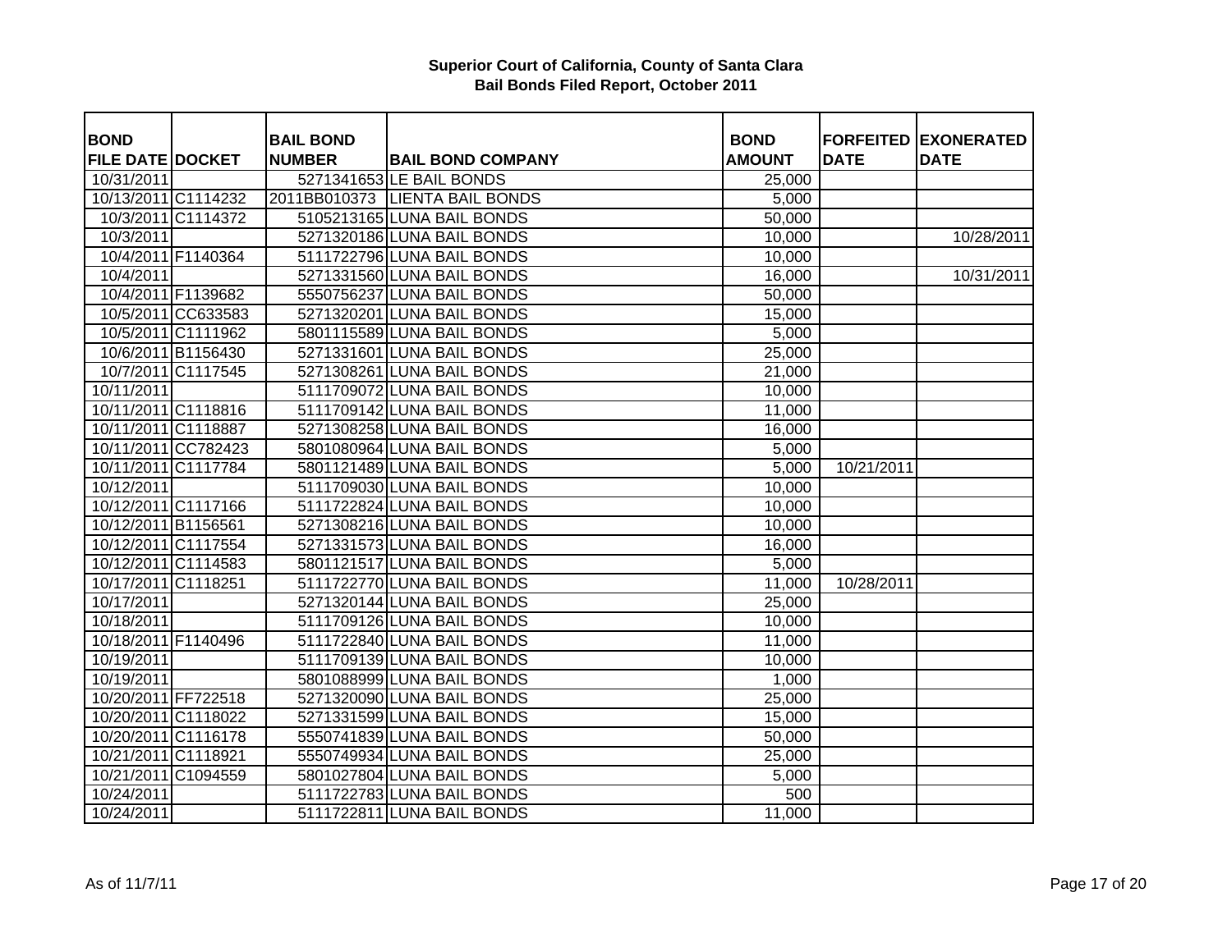# Superior Court of California, County of Santa Clara
## Bail Bonds Filed Report, October 2011

| BOND FILE DATE | DOCKET | BAIL BOND NUMBER | BAIL BOND COMPANY | BOND AMOUNT | FORFEITED DATE | EXONERATED DATE |
|---|---|---|---|---|---|---|
| 10/31/2011 | | 5271341653 | LE BAIL BONDS | 25,000 | | |
| 10/13/2011 | C1114232 | 2011BB010373 | LIENTA BAIL BONDS | 5,000 | | |
| 10/3/2011 | C1114372 | 5105213165 | LUNA BAIL BONDS | 50,000 | | |
| 10/3/2011 | | 5271320186 | LUNA BAIL BONDS | 10,000 | | 10/28/2011 |
| 10/4/2011 | F1140364 | 5111722796 | LUNA BAIL BONDS | 10,000 | | |
| 10/4/2011 | | 5271331560 | LUNA BAIL BONDS | 16,000 | | 10/31/2011 |
| 10/4/2011 | F1139682 | 5550756237 | LUNA BAIL BONDS | 50,000 | | |
| 10/5/2011 | CC633583 | 5271320201 | LUNA BAIL BONDS | 15,000 | | |
| 10/5/2011 | C1111962 | 5801115589 | LUNA BAIL BONDS | 5,000 | | |
| 10/6/2011 | B1156430 | 5271331601 | LUNA BAIL BONDS | 25,000 | | |
| 10/7/2011 | C1117545 | 5271308261 | LUNA BAIL BONDS | 21,000 | | |
| 10/11/2011 | | 5111709072 | LUNA BAIL BONDS | 10,000 | | |
| 10/11/2011 | C1118816 | 5111709142 | LUNA BAIL BONDS | 11,000 | | |
| 10/11/2011 | C1118887 | 5271308258 | LUNA BAIL BONDS | 16,000 | | |
| 10/11/2011 | CC782423 | 5801080964 | LUNA BAIL BONDS | 5,000 | | |
| 10/11/2011 | C1117784 | 5801121489 | LUNA BAIL BONDS | 5,000 | 10/21/2011 | |
| 10/12/2011 | | 5111709030 | LUNA BAIL BONDS | 10,000 | | |
| 10/12/2011 | C1117166 | 5111722824 | LUNA BAIL BONDS | 10,000 | | |
| 10/12/2011 | B1156561 | 5271308216 | LUNA BAIL BONDS | 10,000 | | |
| 10/12/2011 | C1117554 | 5271331573 | LUNA BAIL BONDS | 16,000 | | |
| 10/12/2011 | C1114583 | 5801121517 | LUNA BAIL BONDS | 5,000 | | |
| 10/17/2011 | C1118251 | 5111722770 | LUNA BAIL BONDS | 11,000 | 10/28/2011 | |
| 10/17/2011 | | 5271320144 | LUNA BAIL BONDS | 25,000 | | |
| 10/18/2011 | | 5111709126 | LUNA BAIL BONDS | 10,000 | | |
| 10/18/2011 | F1140496 | 5111722840 | LUNA BAIL BONDS | 11,000 | | |
| 10/19/2011 | | 5111709139 | LUNA BAIL BONDS | 10,000 | | |
| 10/19/2011 | | 5801088999 | LUNA BAIL BONDS | 1,000 | | |
| 10/20/2011 | FF722518 | 5271320090 | LUNA BAIL BONDS | 25,000 | | |
| 10/20/2011 | C1118022 | 5271331599 | LUNA BAIL BONDS | 15,000 | | |
| 10/20/2011 | C1116178 | 5550741839 | LUNA BAIL BONDS | 50,000 | | |
| 10/21/2011 | C1118921 | 5550749934 | LUNA BAIL BONDS | 25,000 | | |
| 10/21/2011 | C1094559 | 5801027804 | LUNA BAIL BONDS | 5,000 | | |
| 10/24/2011 | | 5111722783 | LUNA BAIL BONDS | 500 | | |
| 10/24/2011 | | 5111722811 | LUNA BAIL BONDS | 11,000 | | |

As of 11/7/11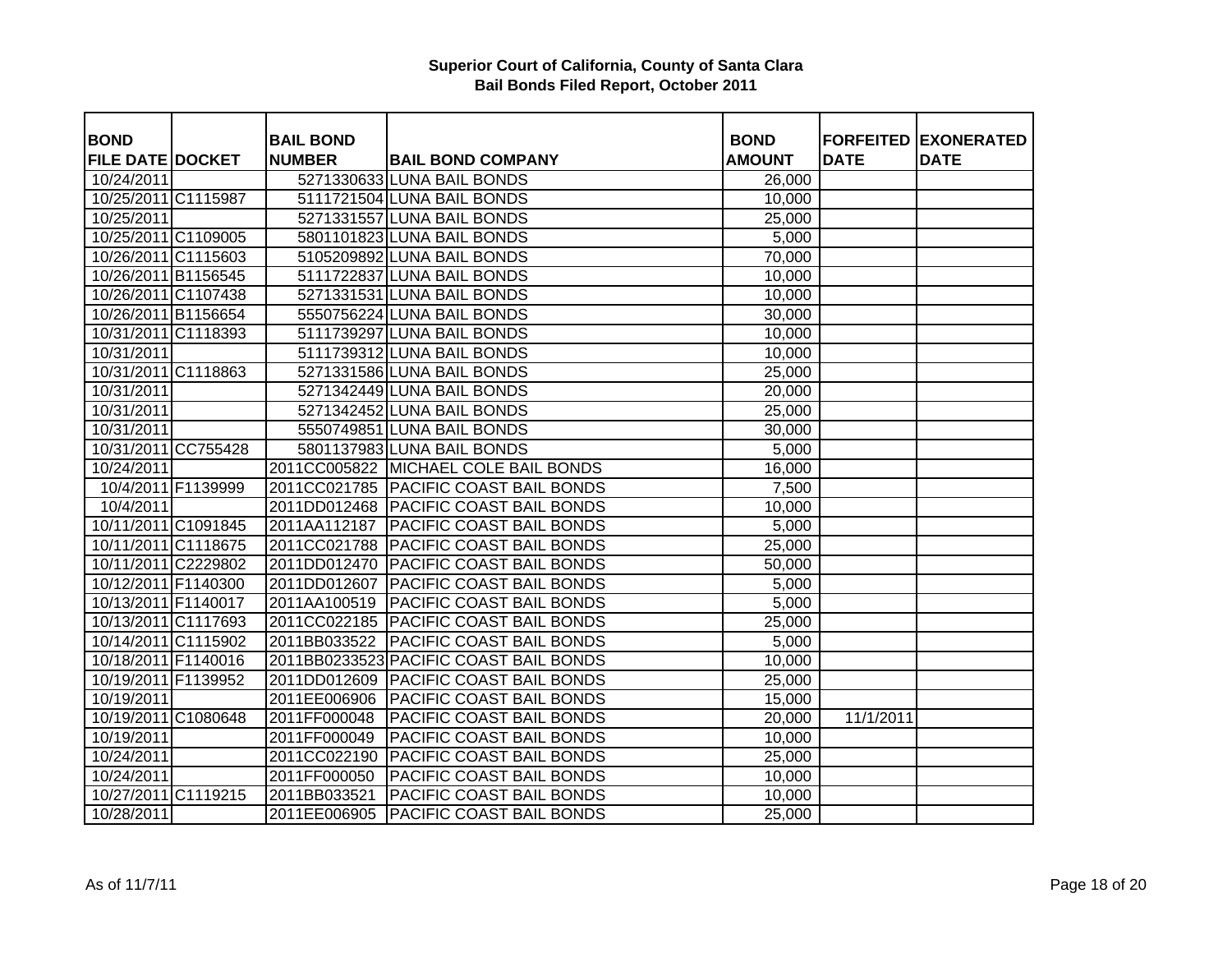**Superior Court of California, County of Santa Clara**
**Bail Bonds Filed Report, October 2011**

| BOND FILE DATE | DOCKET | BAIL BOND NUMBER | BAIL BOND COMPANY | BOND AMOUNT | FORFEITED DATE | EXONERATED DATE |
|---|---|---|---|---|---|---|
| 10/24/2011 | | 5271330633 | LUNA BAIL BONDS | 26,000 | | |
| 10/25/2011 | C1115987 | 5111721504 | LUNA BAIL BONDS | 10,000 | | |
| 10/25/2011 | | 5271331557 | LUNA BAIL BONDS | 25,000 | | |
| 10/25/2011 | C1109005 | 5801101823 | LUNA BAIL BONDS | 5,000 | | |
| 10/26/2011 | C1115603 | 5105209892 | LUNA BAIL BONDS | 70,000 | | |
| 10/26/2011 | B1156545 | 5111722837 | LUNA BAIL BONDS | 10,000 | | |
| 10/26/2011 | C1107438 | 5271331531 | LUNA BAIL BONDS | 10,000 | | |
| 10/26/2011 | B1156654 | 5550756224 | LUNA BAIL BONDS | 30,000 | | |
| 10/31/2011 | C1118393 | 5111739297 | LUNA BAIL BONDS | 10,000 | | |
| 10/31/2011 | | 5111739312 | LUNA BAIL BONDS | 10,000 | | |
| 10/31/2011 | C1118863 | 5271331586 | LUNA BAIL BONDS | 25,000 | | |
| 10/31/2011 | | 5271342449 | LUNA BAIL BONDS | 20,000 | | |
| 10/31/2011 | | 5271342452 | LUNA BAIL BONDS | 25,000 | | |
| 10/31/2011 | | 5550749851 | LUNA BAIL BONDS | 30,000 | | |
| 10/31/2011 | CC755428 | 5801137983 | LUNA BAIL BONDS | 5,000 | | |
| 10/24/2011 | | 2011CC005822 | MICHAEL COLE BAIL BONDS | 16,000 | | |
| 10/4/2011 | F1139999 | 2011CC021785 | PACIFIC COAST BAIL BONDS | 7,500 | | |
| 10/4/2011 | | 2011DD012468 | PACIFIC COAST BAIL BONDS | 10,000 | | |
| 10/11/2011 | C1091845 | 2011AA112187 | PACIFIC COAST BAIL BONDS | 5,000 | | |
| 10/11/2011 | C1118675 | 2011CC021788 | PACIFIC COAST BAIL BONDS | 25,000 | | |
| 10/11/2011 | C2229802 | 2011DD012470 | PACIFIC COAST BAIL BONDS | 50,000 | | |
| 10/12/2011 | F1140300 | 2011DD012607 | PACIFIC COAST BAIL BONDS | 5,000 | | |
| 10/13/2011 | F1140017 | 2011AA100519 | PACIFIC COAST BAIL BONDS | 5,000 | | |
| 10/13/2011 | C1117693 | 2011CC022185 | PACIFIC COAST BAIL BONDS | 25,000 | | |
| 10/14/2011 | C1115902 | 2011BB033522 | PACIFIC COAST BAIL BONDS | 5,000 | | |
| 10/18/2011 | F1140016 | 2011BB0233523 | PACIFIC COAST BAIL BONDS | 10,000 | | |
| 10/19/2011 | F1139952 | 2011DD012609 | PACIFIC COAST BAIL BONDS | 25,000 | | |
| 10/19/2011 | | 2011EE006906 | PACIFIC COAST BAIL BONDS | 15,000 | | |
| 10/19/2011 | C1080648 | 2011FF000048 | PACIFIC COAST BAIL BONDS | 20,000 | 11/1/2011 | |
| 10/19/2011 | | 2011FF000049 | PACIFIC COAST BAIL BONDS | 10,000 | | |
| 10/24/2011 | | 2011CC022190 | PACIFIC COAST BAIL BONDS | 25,000 | | |
| 10/24/2011 | | 2011FF000050 | PACIFIC COAST BAIL BONDS | 10,000 | | |
| 10/27/2011 | C1119215 | 2011BB033521 | PACIFIC COAST BAIL BONDS | 10,000 | | |
| 10/28/2011 | | 2011EE006905 | PACIFIC COAST BAIL BONDS | 25,000 | | |

As of 11/7/11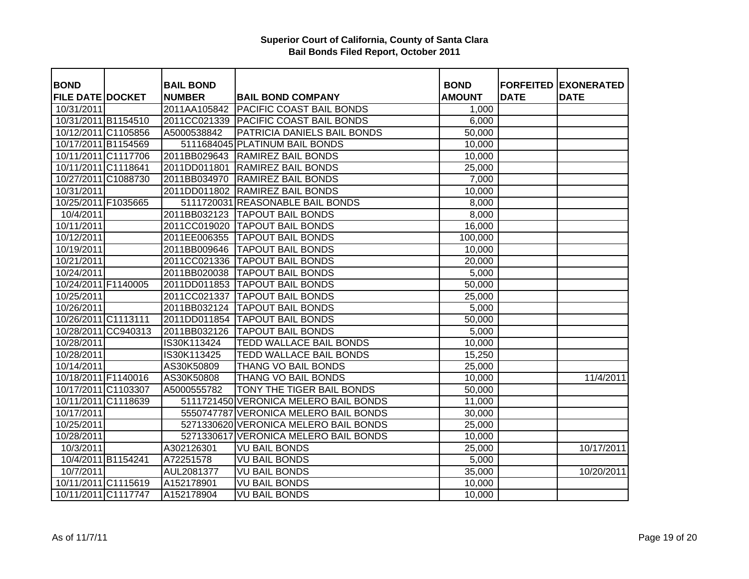**Superior Court of California, County of Santa Clara**
**Bail Bonds Filed Report, October 2011**

| BOND FILE DATE | DOCKET | BAIL BOND NUMBER | BAIL BOND COMPANY | BOND AMOUNT | FORFEITED DATE | EXONERATED DATE |
|---|---|---|---|---|---|---|
| 10/31/2011 | | 2011AA105842 | PACIFIC COAST BAIL BONDS | 1,000 | | |
| 10/31/2011 | B1154510 | 2011CC021339 | PACIFIC COAST BAIL BONDS | 6,000 | | |
| 10/12/2011 | C1105856 | A5000538842 | PATRICIA DANIELS BAIL BONDS | 50,000 | | |
| 10/17/2011 | B1154569 | 5111684045 | PLATINUM BAIL BONDS | 10,000 | | |
| 10/11/2011 | C1117706 | 2011BB029643 | RAMIREZ BAIL BONDS | 10,000 | | |
| 10/11/2011 | C1118641 | 2011DD011801 | RAMIREZ BAIL BONDS | 25,000 | | |
| 10/27/2011 | C1088730 | 2011BB034970 | RAMIREZ BAIL BONDS | 7,000 | | |
| 10/31/2011 | | 2011DD011802 | RAMIREZ BAIL BONDS | 10,000 | | |
| 10/25/2011 | F1035665 | 5111720031 | REASONABLE BAIL BONDS | 8,000 | | |
| 10/4/2011 | | 2011BB032123 | TAPOUT BAIL BONDS | 8,000 | | |
| 10/11/2011 | | 2011CC019020 | TAPOUT BAIL BONDS | 16,000 | | |
| 10/12/2011 | | 2011EE006355 | TAPOUT BAIL BONDS | 100,000 | | |
| 10/19/2011 | | 2011BB009646 | TAPOUT BAIL BONDS | 10,000 | | |
| 10/21/2011 | | 2011CC021336 | TAPOUT BAIL BONDS | 20,000 | | |
| 10/24/2011 | | 2011BB020038 | TAPOUT BAIL BONDS | 5,000 | | |
| 10/24/2011 | F1140005 | 2011DD011853 | TAPOUT BAIL BONDS | 50,000 | | |
| 10/25/2011 | | 2011CC021337 | TAPOUT BAIL BONDS | 25,000 | | |
| 10/26/2011 | | 2011BB032124 | TAPOUT BAIL BONDS | 5,000 | | |
| 10/26/2011 | C1113111 | 2011DD011854 | TAPOUT BAIL BONDS | 50,000 | | |
| 10/28/2011 | CC940313 | 2011BB032126 | TAPOUT BAIL BONDS | 5,000 | | |
| 10/28/2011 | | IS30K113424 | TEDD WALLACE BAIL BONDS | 10,000 | | |
| 10/28/2011 | | IS30K113425 | TEDD WALLACE BAIL BONDS | 15,250 | | |
| 10/14/2011 | | AS30K50809 | THANG VO BAIL BONDS | 25,000 | | |
| 10/18/2011 | F1140016 | AS30K50808 | THANG VO BAIL BONDS | 10,000 | | 11/4/2011 |
| 10/17/2011 | C1103307 | A5000555782 | TONY THE TIGER BAIL BONDS | 50,000 | | |
| 10/11/2011 | C1118639 | 5111721450 | VERONICA MELERO BAIL BONDS | 11,000 | | |
| 10/17/2011 | | 5550747787 | VERONICA MELERO BAIL BONDS | 30,000 | | |
| 10/25/2011 | | 5271330620 | VERONICA MELERO BAIL BONDS | 25,000 | | |
| 10/28/2011 | | 5271330617 | VERONICA MELERO BAIL BONDS | 10,000 | | |
| 10/3/2011 | | A302126301 | VU BAIL BONDS | 25,000 | | 10/17/2011 |
| 10/4/2011 | B1154241 | A72251578 | VU BAIL BONDS | 5,000 | | |
| 10/7/2011 | | AUL2081377 | VU BAIL BONDS | 35,000 | | 10/20/2011 |
| 10/11/2011 | C1115619 | A152178901 | VU BAIL BONDS | 10,000 | | |
| 10/11/2011 | C1117747 | A152178904 | VU BAIL BONDS | 10,000 | | |

As of 11/7/11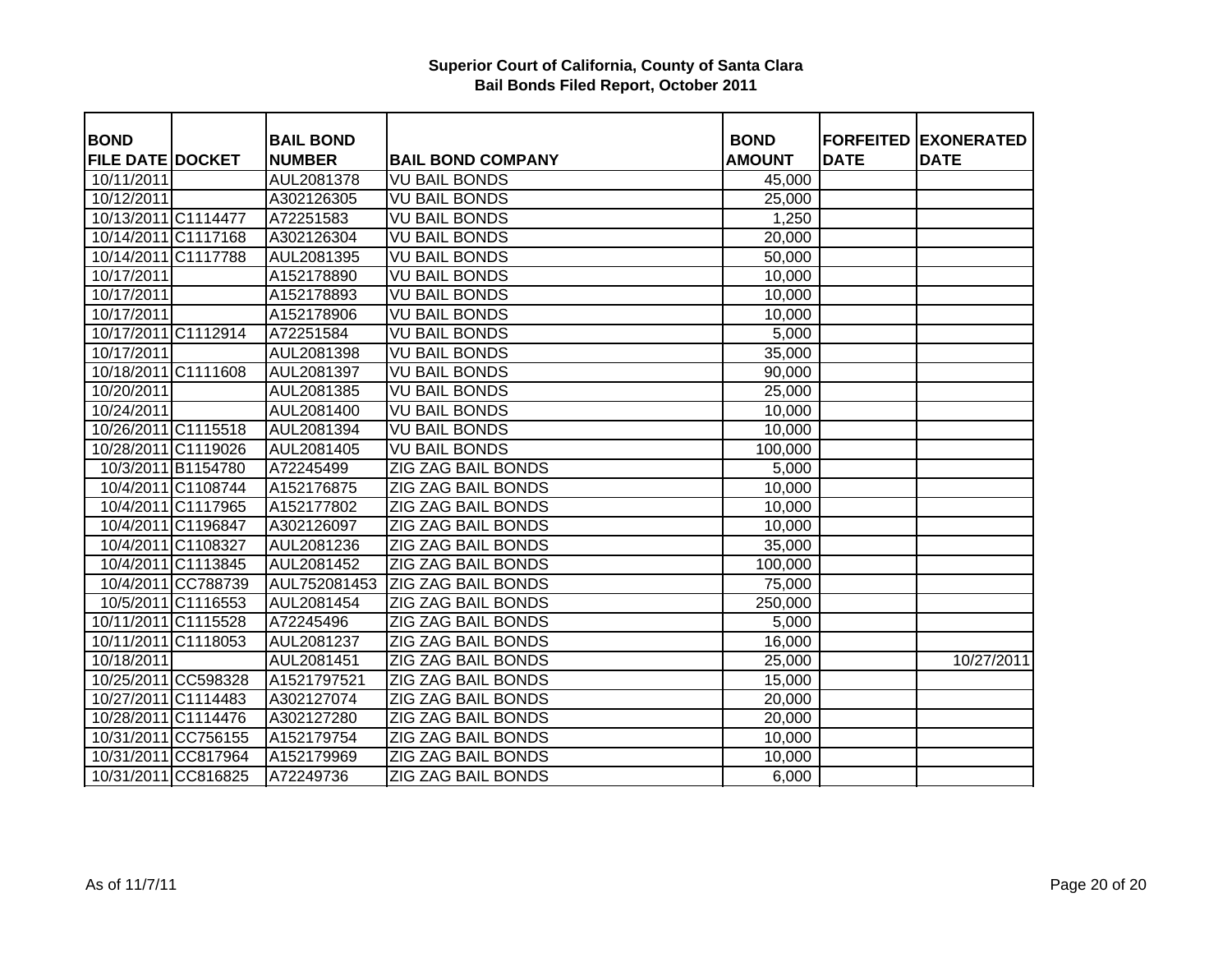**Superior Court of California, County of Santa Clara**
**Bail Bonds Filed Report, October 2011**

| BOND FILE DATE | DOCKET | BAIL BOND NUMBER | BAIL BOND COMPANY | BOND AMOUNT | FORFEITED DATE | EXONERATED DATE |
|---|---|---|---|---|---|---|
| 10/11/2011 | | AUL2081378 | VU BAIL BONDS | 45,000 | | |
| 10/12/2011 | | A302126305 | VU BAIL BONDS | 25,000 | | |
| 10/13/2011 | C1114477 | A72251583 | VU BAIL BONDS | 1,250 | | |
| 10/14/2011 | C1117168 | A302126304 | VU BAIL BONDS | 20,000 | | |
| 10/14/2011 | C1117788 | AUL2081395 | VU BAIL BONDS | 50,000 | | |
| 10/17/2011 | | A152178890 | VU BAIL BONDS | 10,000 | | |
| 10/17/2011 | | A152178893 | VU BAIL BONDS | 10,000 | | |
| 10/17/2011 | | A152178906 | VU BAIL BONDS | 10,000 | | |
| 10/17/2011 | C1112914 | A72251584 | VU BAIL BONDS | 5,000 | | |
| 10/17/2011 | | AUL2081398 | VU BAIL BONDS | 35,000 | | |
| 10/18/2011 | C1111608 | AUL2081397 | VU BAIL BONDS | 90,000 | | |
| 10/20/2011 | | AUL2081385 | VU BAIL BONDS | 25,000 | | |
| 10/24/2011 | | AUL2081400 | VU BAIL BONDS | 10,000 | | |
| 10/26/2011 | C1115518 | AUL2081394 | VU BAIL BONDS | 10,000 | | |
| 10/28/2011 | C1119026 | AUL2081405 | VU BAIL BONDS | 100,000 | | |
| 10/3/2011 | B1154780 | A72245499 | ZIG ZAG BAIL BONDS | 5,000 | | |
| 10/4/2011 | C1108744 | A152176875 | ZIG ZAG BAIL BONDS | 10,000 | | |
| 10/4/2011 | C1117965 | A152177802 | ZIG ZAG BAIL BONDS | 10,000 | | |
| 10/4/2011 | C1196847 | A302126097 | ZIG ZAG BAIL BONDS | 10,000 | | |
| 10/4/2011 | C1108327 | AUL2081236 | ZIG ZAG BAIL BONDS | 35,000 | | |
| 10/4/2011 | C1113845 | AUL2081452 | ZIG ZAG BAIL BONDS | 100,000 | | |
| 10/4/2011 | CC788739 | AUL752081453 | ZIG ZAG BAIL BONDS | 75,000 | | |
| 10/5/2011 | C1116553 | AUL2081454 | ZIG ZAG BAIL BONDS | 250,000 | | |
| 10/11/2011 | C1115528 | A72245496 | ZIG ZAG BAIL BONDS | 5,000 | | |
| 10/11/2011 | C1118053 | AUL2081237 | ZIG ZAG BAIL BONDS | 16,000 | | |
| 10/18/2011 | | AUL2081451 | ZIG ZAG BAIL BONDS | 25,000 | | 10/27/2011 |
| 10/25/2011 | CC598328 | A1521797521 | ZIG ZAG BAIL BONDS | 15,000 | | |
| 10/27/2011 | C1114483 | A302127074 | ZIG ZAG BAIL BONDS | 20,000 | | |
| 10/28/2011 | C1114476 | A302127280 | ZIG ZAG BAIL BONDS | 20,000 | | |
| 10/31/2011 | CC756155 | A152179754 | ZIG ZAG BAIL BONDS | 10,000 | | |
| 10/31/2011 | CC817964 | A152179969 | ZIG ZAG BAIL BONDS | 10,000 | | |
| 10/31/2011 | CC816825 | A72249736 | ZIG ZAG BAIL BONDS | 6,000 | | |

As of 11/7/11